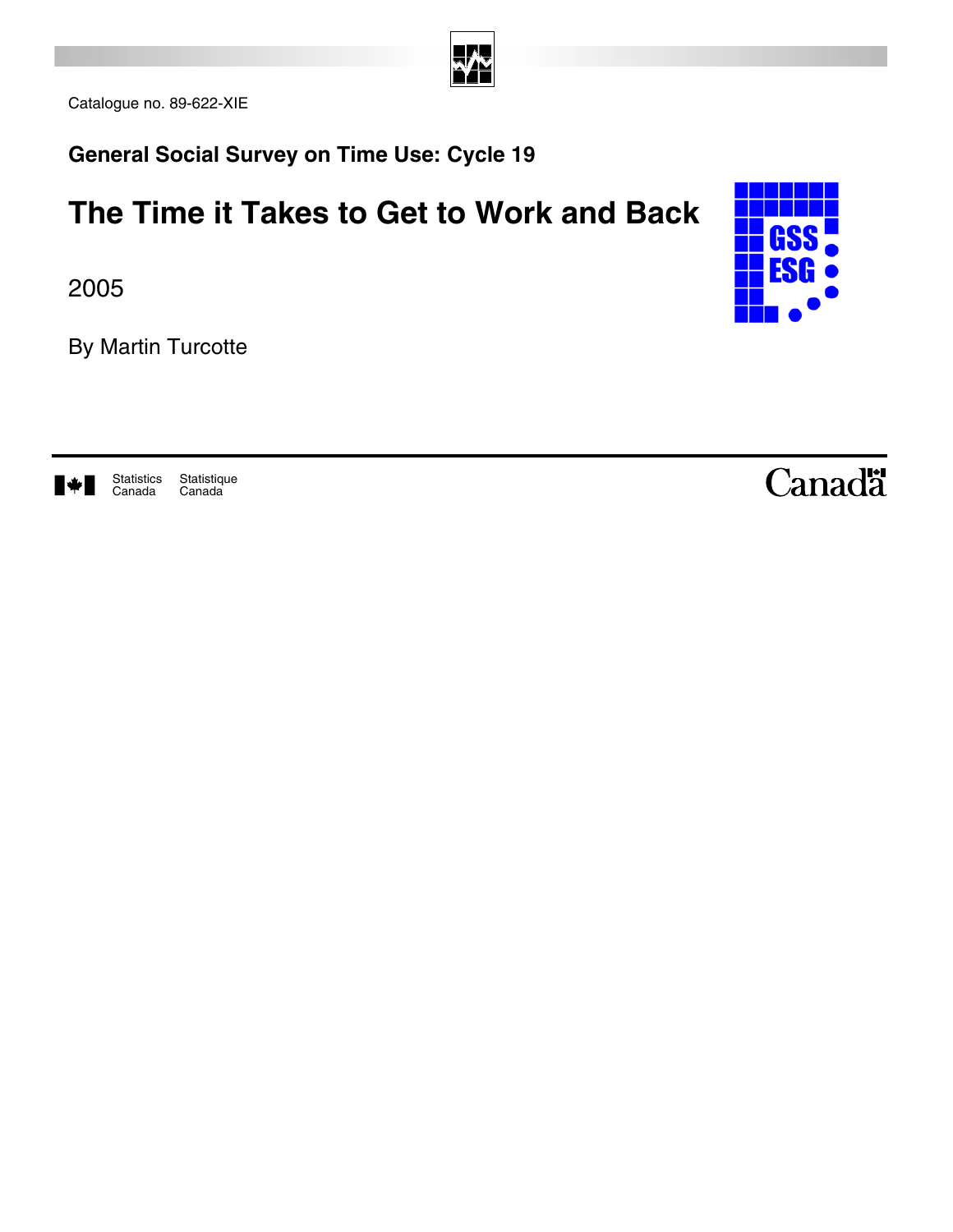Catalogue no. 89-622-XIE

**General Social Survey on Time Use: Cycle 19**

# The Time it Takes to Get to Work and Back

2005

By Martin Turcotte

Statistics Canada Statistique Canada

Canada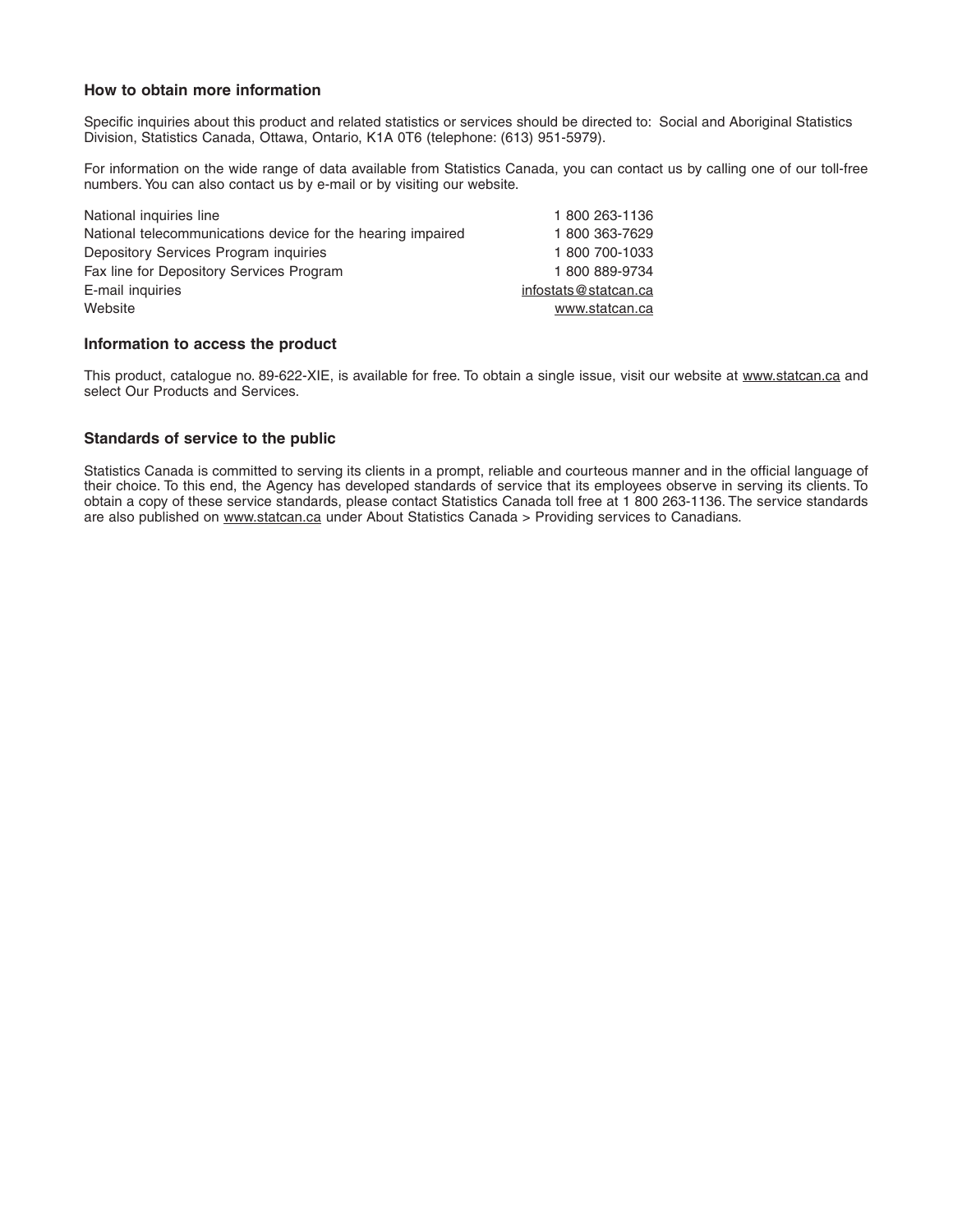### How to obtain more information

Specific inquiries about this product and related statistics or services should be directed to: Social and Aboriginal Statistics Division, Statistics Canada, Ottawa, Ontario, K1A 0T6 (telephone: (613) 951-5979).

For information on the wide range of data available from Statistics Canada, you can contact us by calling one of our toll-free numbers. You can also contact us by e-mail or by visiting our website.

| | |
|---|---|
| National inquiries line | 1 800 263-1136 |
| National telecommunications device for the hearing impaired | 1 800 363-7629 |
| Depository Services Program inquiries | 1 800 700-1033 |
| Fax line for Depository Services Program | 1 800 889-9734 |
| E-mail inquiries | infostats@statcan.ca |
| Website | www.statcan.ca |

### Information to access the product

This product, catalogue no. 89-622-XIE, is available for free. To obtain a single issue, visit our website at www.statcan.ca and select Our Products and Services.

### Standards of service to the public

Statistics Canada is committed to serving its clients in a prompt, reliable and courteous manner and in the official language of their choice. To this end, the Agency has developed standards of service that its employees observe in serving its clients. To obtain a copy of these service standards, please contact Statistics Canada toll free at 1 800 263-1136. The service standards are also published on www.statcan.ca under About Statistics Canada > Providing services to Canadians.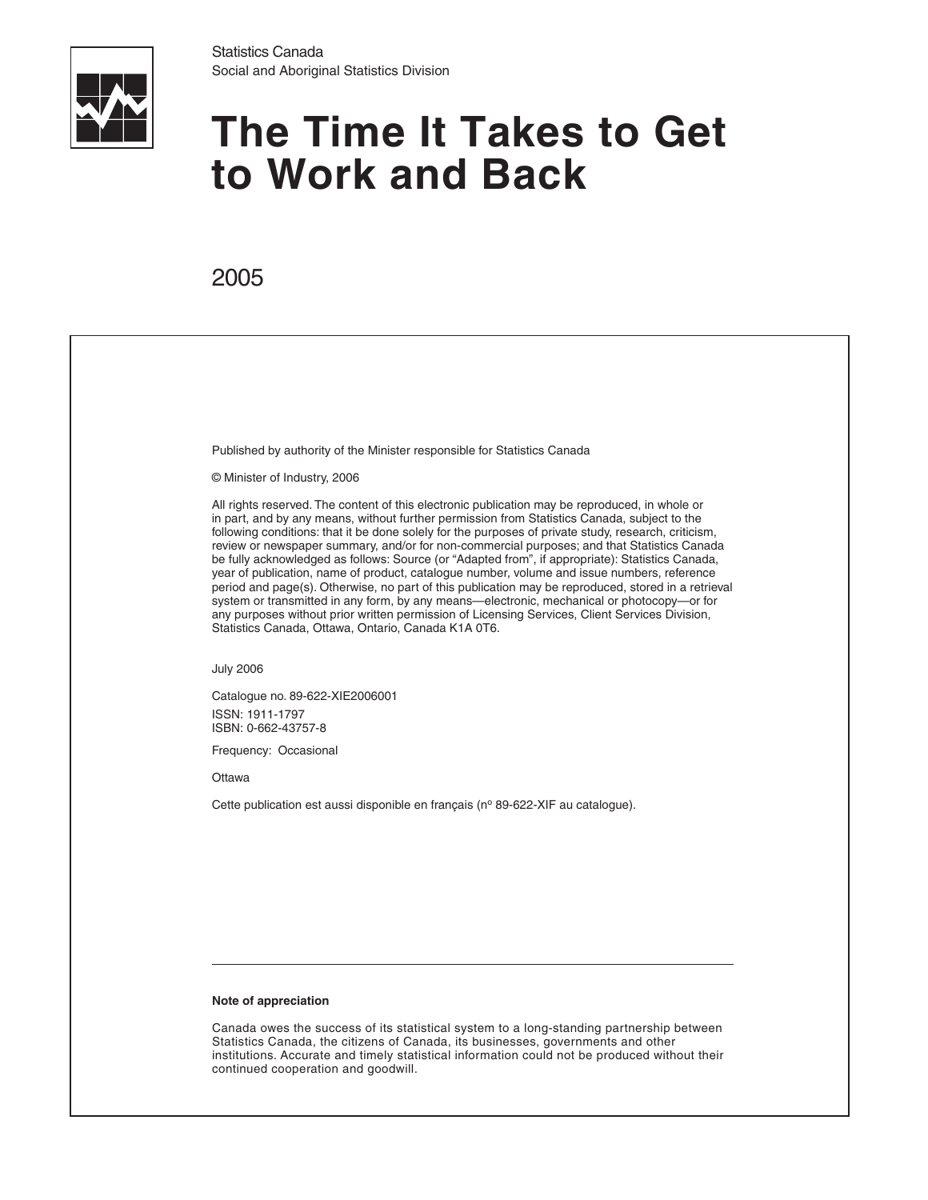Statistics Canada
Social and Aboriginal Statistics Division

# The Time It Takes to Get to Work and Back

2005

Published by authority of the Minister responsible for Statistics Canada

© Minister of Industry, 2006

All rights reserved. The content of this electronic publication may be reproduced, in whole or in part, and by any means, without further permission from Statistics Canada, subject to the following conditions: that it be done solely for the purposes of private study, research, criticism, review or newspaper summary, and/or for non-commercial purposes; and that Statistics Canada be fully acknowledged as follows: Source (or "Adapted from", if appropriate): Statistics Canada, year of publication, name of product, catalogue number, volume and issue numbers, reference period and page(s). Otherwise, no part of this publication may be reproduced, stored in a retrieval system or transmitted in any form, by any means—electronic, mechanical or photocopy—or for any purposes without prior written permission of Licensing Services, Client Services Division, Statistics Canada, Ottawa, Ontario, Canada K1A 0T6.

July 2006

Catalogue no. 89-622-XIE2006001

ISSN: 1911-1797
ISBN: 0-662-43757-8

Frequency: Occasional

Ottawa

Cette publication est aussi disponible en français (nº 89-622-XIF au catalogue).

---

**Note of appreciation**

Canada owes the success of its statistical system to a long-standing partnership between Statistics Canada, the citizens of Canada, its businesses, governments and other institutions. Accurate and timely statistical information could not be produced without their continued cooperation and goodwill.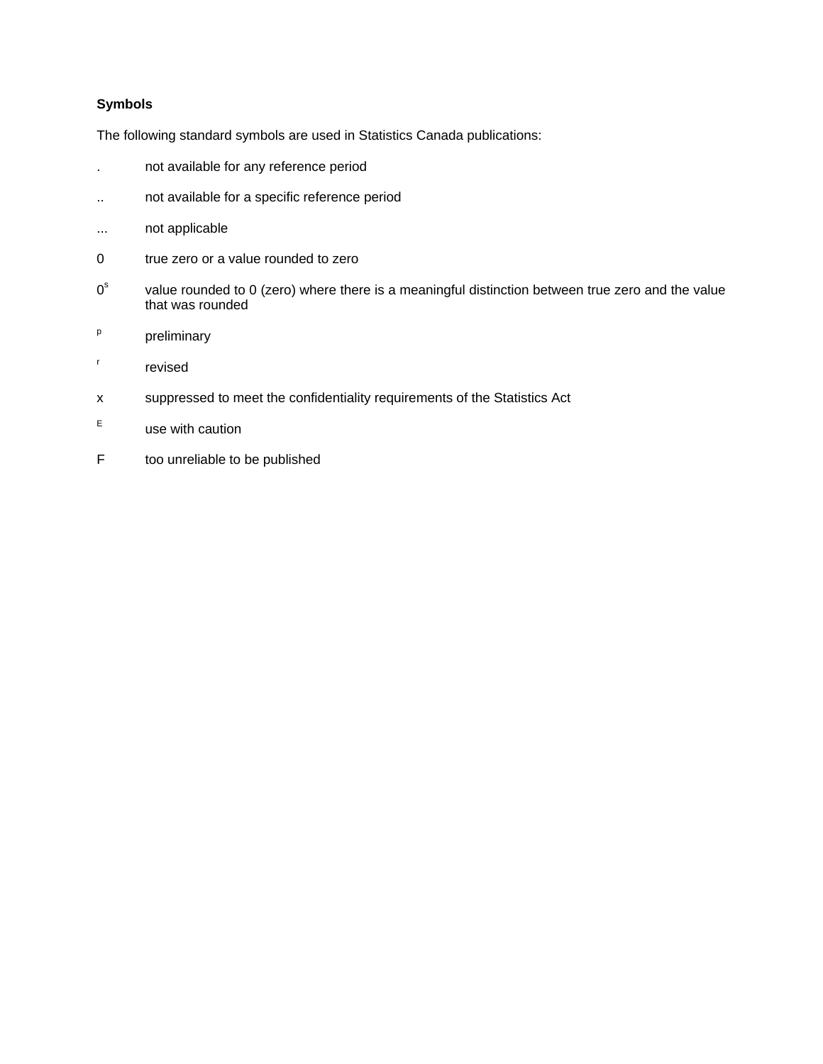**Symbols**

The following standard symbols are used in Statistics Canada publications:

| | |
|---|---|
| . | not available for any reference period |
| .. | not available for a specific reference period |
| ... | not applicable |
| 0 | true zero or a value rounded to zero |
| $0^s$ | value rounded to 0 (zero) where there is a meaningful distinction between true zero and the value that was rounded |
| $^p$ | preliminary |
| $^r$ | revised |
| x | suppressed to meet the confidentiality requirements of the Statistics Act |
| $^E$ | use with caution |
| F | too unreliable to be published |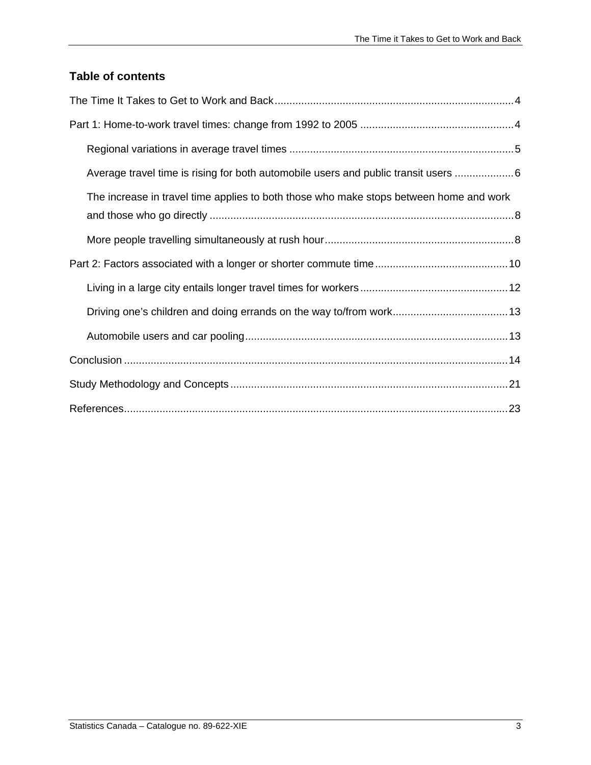## Table of contents

The Time It Takes to Get to Work and Back ........................................................................ 4

Part 1: Home-to-work travel times: change from 1992 to 2005 ............................................ 4

- Regional variations in average travel times ........................................................................ 5
- Average travel time is rising for both automobile users and public transit users ................ 6
- The increase in travel time applies to both those who make stops between home and work and those who go directly ........................................................................................ 8
- More people travelling simultaneously at rush hour ............................................................ 8

Part 2: Factors associated with a longer or shorter commute time ....................................... 10

- Living in a large city entails longer travel times for workers ............................................. 12
- Driving one's children and doing errands on the way to/from work .................................. 13
- Automobile users and car pooling .................................................................................... 13

Conclusion ........................................................................................................................... 14

Study Methodology and Concepts ........................................................................................ 21

References ............................................................................................................................ 23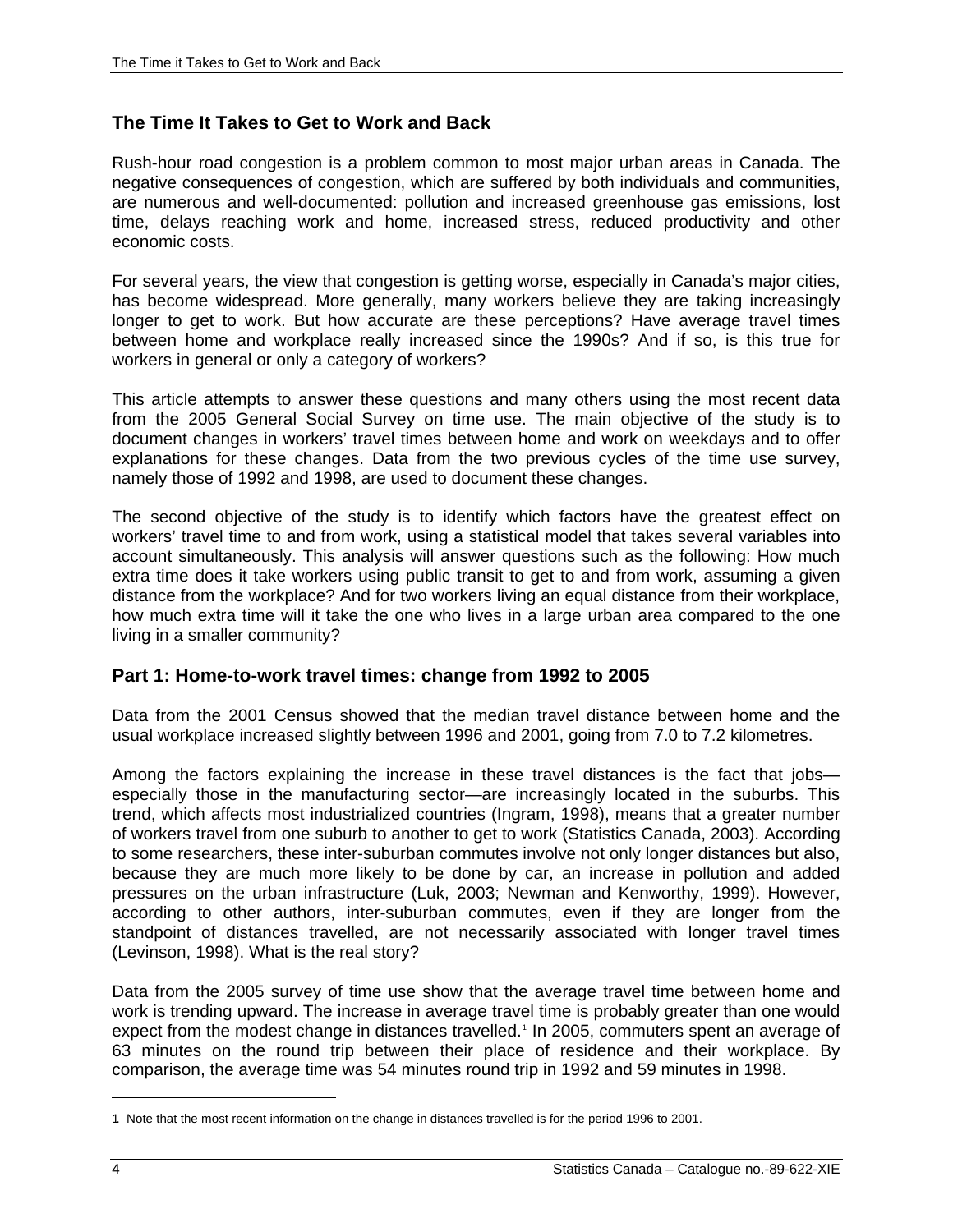## The Time It Takes to Get to Work and Back

Rush-hour road congestion is a problem common to most major urban areas in Canada. The negative consequences of congestion, which are suffered by both individuals and communities, are numerous and well-documented: pollution and increased greenhouse gas emissions, lost time, delays reaching work and home, increased stress, reduced productivity and other economic costs.

For several years, the view that congestion is getting worse, especially in Canada's major cities, has become widespread. More generally, many workers believe they are taking increasingly longer to get to work. But how accurate are these perceptions? Have average travel times between home and workplace really increased since the 1990s? And if so, is this true for workers in general or only a category of workers?

This article attempts to answer these questions and many others using the most recent data from the 2005 General Social Survey on time use. The main objective of the study is to document changes in workers' travel times between home and work on weekdays and to offer explanations for these changes. Data from the two previous cycles of the time use survey, namely those of 1992 and 1998, are used to document these changes.

The second objective of the study is to identify which factors have the greatest effect on workers' travel time to and from work, using a statistical model that takes several variables into account simultaneously. This analysis will answer questions such as the following: How much extra time does it take workers using public transit to get to and from work, assuming a given distance from the workplace? And for two workers living an equal distance from their workplace, how much extra time will it take the one who lives in a large urban area compared to the one living in a smaller community?

### Part 1: Home-to-work travel times: change from 1992 to 2005

Data from the 2001 Census showed that the median travel distance between home and the usual workplace increased slightly between 1996 and 2001, going from 7.0 to 7.2 kilometres.

Among the factors explaining the increase in these travel distances is the fact that jobs—especially those in the manufacturing sector—are increasingly located in the suburbs. This trend, which affects most industrialized countries (Ingram, 1998), means that a greater number of workers travel from one suburb to another to get to work (Statistics Canada, 2003). According to some researchers, these inter-suburban commutes involve not only longer distances but also, because they are much more likely to be done by car, an increase in pollution and added pressures on the urban infrastructure (Luk, 2003; Newman and Kenworthy, 1999). However, according to other authors, inter-suburban commutes, even if they are longer from the standpoint of distances travelled, are not necessarily associated with longer travel times (Levinson, 1998). What is the real story?

Data from the 2005 survey of time use show that the average travel time between home and work is trending upward. The increase in average travel time is probably greater than one would expect from the modest change in distances travelled.[1] In 2005, commuters spent an average of 63 minutes on the round trip between their place of residence and their workplace. By comparison, the average time was 54 minutes round trip in 1992 and 59 minutes in 1998.

---

1 Note that the most recent information on the change in distances travelled is for the period 1996 to 2001.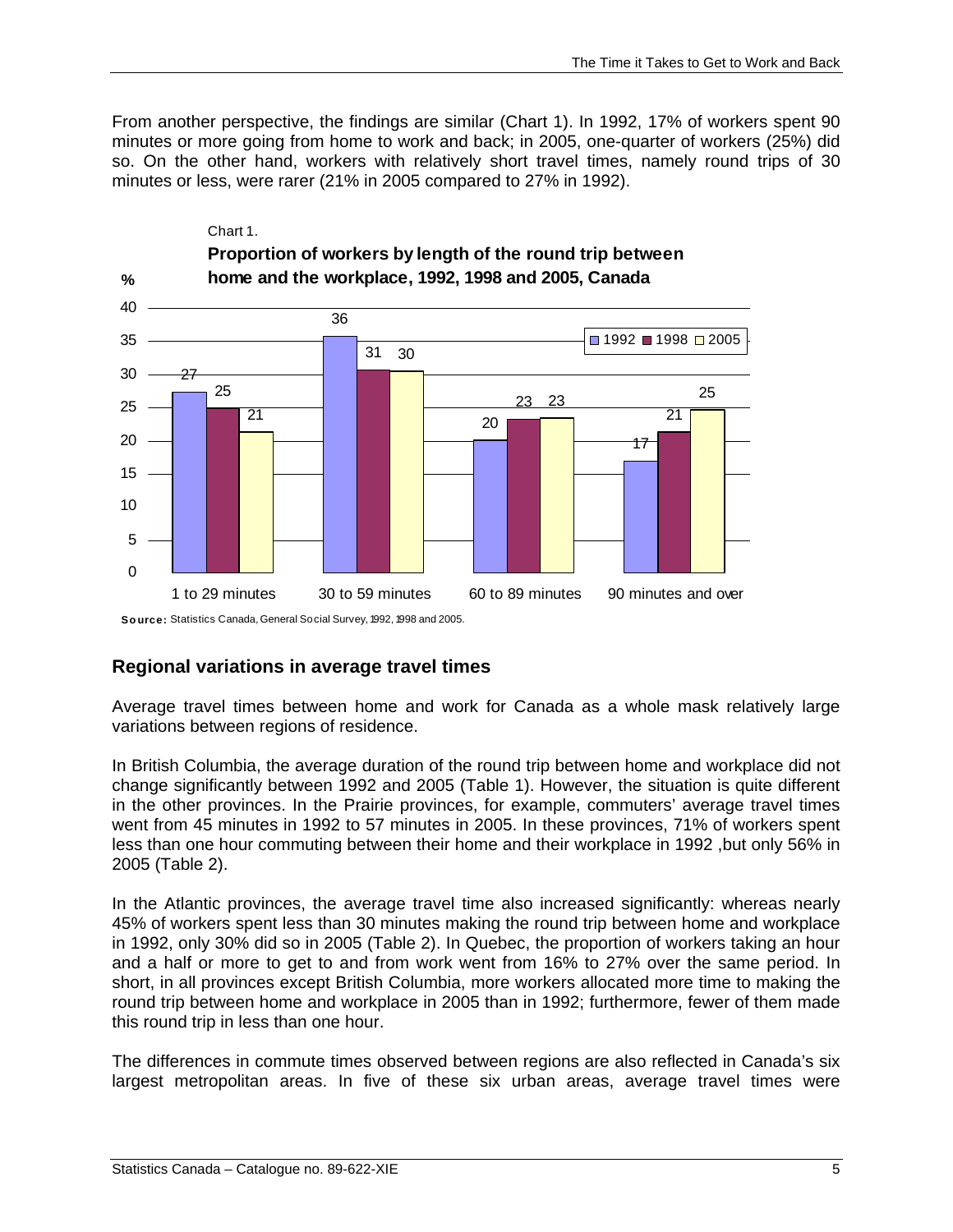From another perspective, the findings are similar (Chart 1). In 1992, 17% of workers spent 90 minutes or more going from home to work and back; in 2005, one-quarter of workers (25%) did so. On the other hand, workers with relatively short travel times, namely round trips of 30 minutes or less, were rarer (21% in 2005 compared to 27% in 1992).

Chart 1.

**Proportion of workers by length of the round trip between home and the workplace, 1992, 1998 and 2005, Canada**

| % | 1992 | 1998 | 2005 |
|---|---|---|---|
| 1 to 29 minutes | 27 | 25 | 21 |
| 30 to 59 minutes | 36 | 31 | 30 |
| 60 to 89 minutes | 20 | 23 | 23 |
| 90 minutes and over | 17 | 21 | 25 |

**Source:** Statistics Canada, General Social Survey, 1992, 1998 and 2005.

## Regional variations in average travel times

Average travel times between home and work for Canada as a whole mask relatively large variations between regions of residence.

In British Columbia, the average duration of the round trip between home and workplace did not change significantly between 1992 and 2005 (Table 1). However, the situation is quite different in the other provinces. In the Prairie provinces, for example, commuters' average travel times went from 45 minutes in 1992 to 57 minutes in 2005. In these provinces, 71% of workers spent less than one hour commuting between their home and their workplace in 1992 ,but only 56% in 2005 (Table 2).

In the Atlantic provinces, the average travel time also increased significantly: whereas nearly 45% of workers spent less than 30 minutes making the round trip between home and workplace in 1992, only 30% did so in 2005 (Table 2). In Quebec, the proportion of workers taking an hour and a half or more to get to and from work went from 16% to 27% over the same period. In short, in all provinces except British Columbia, more workers allocated more time to making the round trip between home and workplace in 2005 than in 1992; furthermore, fewer of them made this round trip in less than one hour.

The differences in commute times observed between regions are also reflected in Canada's six largest metropolitan areas. In five of these six urban areas, average travel times were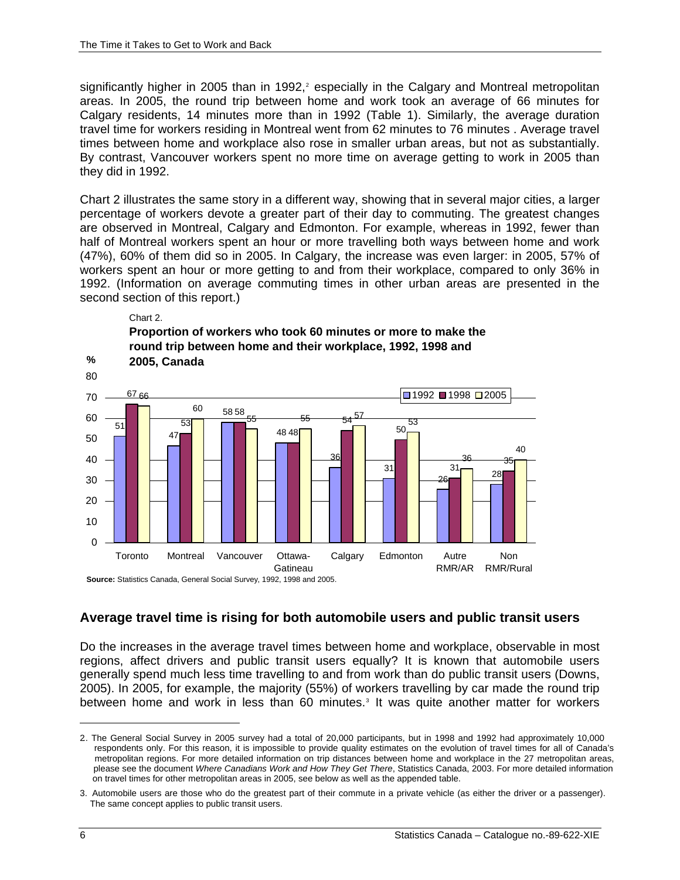significantly higher in 2005 than in 1992,[2] especially in the Calgary and Montreal metropolitan areas. In 2005, the round trip between home and work took an average of 66 minutes for Calgary residents, 14 minutes more than in 1992 (Table 1). Similarly, the average duration travel time for workers residing in Montreal went from 62 minutes to 76 minutes . Average travel times between home and workplace also rose in smaller urban areas, but not as substantially. By contrast, Vancouver workers spent no more time on average getting to work in 2005 than they did in 1992.

Chart 2 illustrates the same story in a different way, showing that in several major cities, a larger percentage of workers devote a greater part of their day to commuting. The greatest changes are observed in Montreal, Calgary and Edmonton. For example, whereas in 1992, fewer than half of Montreal workers spent an hour or more travelling both ways between home and work (47%), 60% of them did so in 2005. In Calgary, the increase was even larger: in 2005, 57% of workers spent an hour or more getting to and from their workplace, compared to only 36% in 1992. (Information on average commuting times in other urban areas are presented in the second section of this report.)

Chart 2.

**Proportion of workers who took 60 minutes or more to make the round trip between home and their workplace, 1992, 1998 and 2005, Canada**

| % | 1992 | 1998 | 2005 |
|---|---|---|---|
| Toronto | 51 | 67 | 66 |
| Montreal | 47 | 53 | 60 |
| Vancouver | 58 | 58 | 55 |
| Ottawa-Gatineau | 48 | 48 | 55 |
| Calgary | 36 | 54 | 57 |
| Edmonton | 31 | 50 | 53 |
| Autre RMR/AR | 26 | 31 | 36 |
| Non RMR/Rural | 28 | 35 | 40 |

**Source:** Statistics Canada, General Social Survey, 1992, 1998 and 2005.

## Average travel time is rising for both automobile users and public transit users

Do the increases in the average travel times between home and workplace, observable in most regions, affect drivers and public transit users equally? It is known that automobile users generally spend much less time travelling to and from work than do public transit users (Downs, 2005). In 2005, for example, the majority (55%) of workers travelling by car made the round trip between home and work in less than 60 minutes.[3] It was quite another matter for workers

2. The General Social Survey in 2005 survey had a total of 20,000 participants, but in 1998 and 1992 had approximately 10,000 respondents only. For this reason, it is impossible to provide quality estimates on the evolution of travel times for all of Canada's metropolitan regions. For more detailed information on trip distances between home and workplace in the 27 metropolitan areas, please see the document *Where Canadians Work and How They Get There*, Statistics Canada, 2003. For more detailed information on travel times for other metropolitan areas in 2005, see below as well as the appended table.

3. Automobile users are those who do the greatest part of their commute in a private vehicle (as either the driver or a passenger). The same concept applies to public transit users.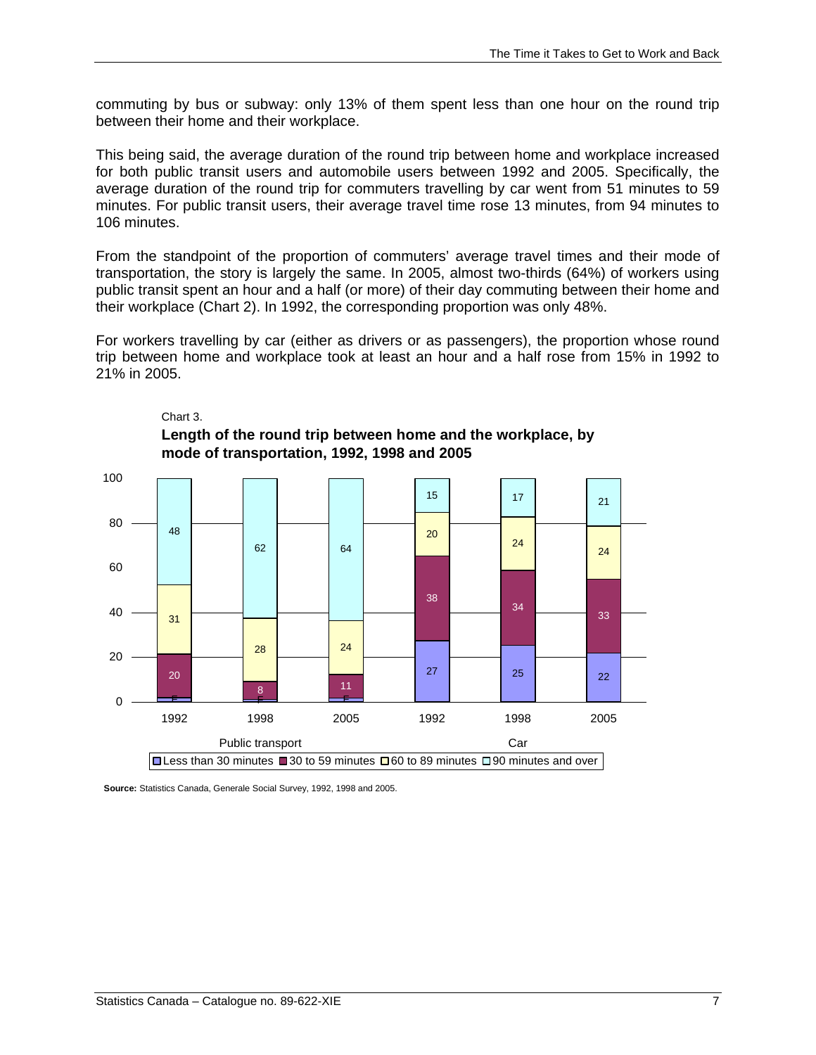commuting by bus or subway: only 13% of them spent less than one hour on the round trip between their home and their workplace.

This being said, the average duration of the round trip between home and workplace increased for both public transit users and automobile users between 1992 and 2005. Specifically, the average duration of the round trip for commuters travelling by car went from 51 minutes to 59 minutes. For public transit users, their average travel time rose 13 minutes, from 94 minutes to 106 minutes.

From the standpoint of the proportion of commuters' average travel times and their mode of transportation, the story is largely the same. In 2005, almost two-thirds (64%) of workers using public transit spent an hour and a half (or more) of their day commuting between their home and their workplace (Chart 2). In 1992, the corresponding proportion was only 48%.

For workers travelling by car (either as drivers or as passengers), the proportion whose round trip between home and workplace took at least an hour and a half rose from 15% in 1992 to 21% in 2005.

Chart 3.

**Length of the round trip between home and the workplace, by mode of transportation, 1992, 1998 and 2005**

| | Public transport 1992 | Public transport 1998 | Public transport 2005 | Car 1992 | Car 1998 | Car 2005 |
|---|---|---|---|---|---|---|
| Less than 30 minutes | F | F | F | 27 | 25 | 22 |
| 30 to 59 minutes | 20 | 8 | 11 | 38 | 34 | 33 |
| 60 to 89 minutes | 31 | 28 | 24 | 20 | 24 | 24 |
| 90 minutes and over | 48 | 62 | 64 | 15 | 17 | 21 |

**Source:** Statistics Canada, Generale Social Survey, 1992, 1998 and 2005.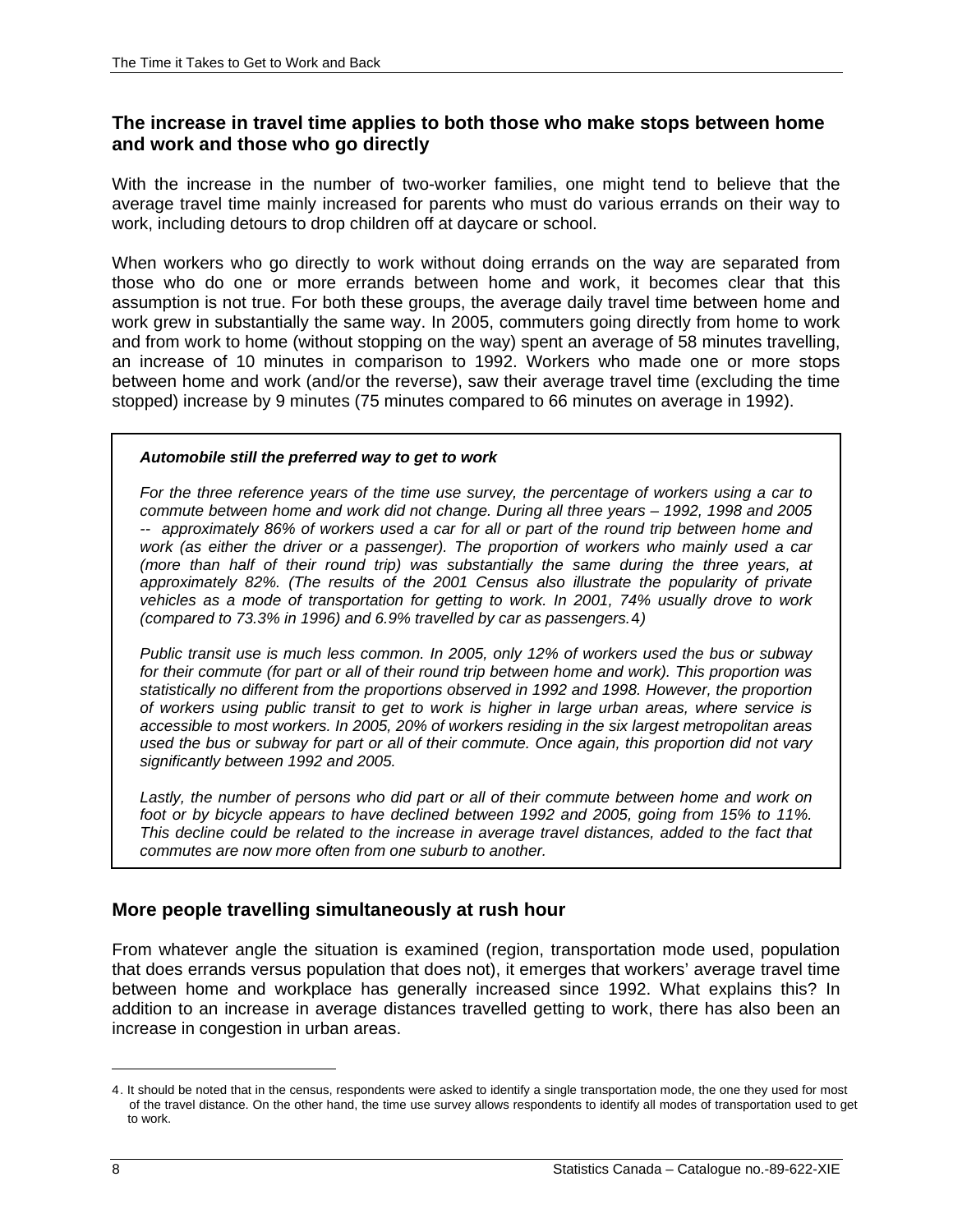## The increase in travel time applies to both those who make stops between home and work and those who go directly

With the increase in the number of two-worker families, one might tend to believe that the average travel time mainly increased for parents who must do various errands on their way to work, including detours to drop children off at daycare or school.

When workers who go directly to work without doing errands on the way are separated from those who do one or more errands between home and work, it becomes clear that this assumption is not true. For both these groups, the average daily travel time between home and work grew in substantially the same way. In 2005, commuters going directly from home to work and from work to home (without stopping on the way) spent an average of 58 minutes travelling, an increase of 10 minutes in comparison to 1992. Workers who made one or more stops between home and work (and/or the reverse), saw their average travel time (excluding the time stopped) increase by 9 minutes (75 minutes compared to 66 minutes on average in 1992).

> ***Automobile still the preferred way to get to work***
>
> *For the three reference years of the time use survey, the percentage of workers using a car to commute between home and work did not change. During all three years – 1992, 1998 and 2005 -- approximately 86% of workers used a car for all or part of the round trip between home and work (as either the driver or a passenger). The proportion of workers who mainly used a car (more than half of their round trip) was substantially the same during the three years, at approximately 82%. (The results of the 2001 Census also illustrate the popularity of private vehicles as a mode of transportation for getting to work. In 2001, 74% usually drove to work (compared to 73.3% in 1996) and 6.9% travelled by car as passengers.[4])*
>
> *Public transit use is much less common. In 2005, only 12% of workers used the bus or subway for their commute (for part or all of their round trip between home and work). This proportion was statistically no different from the proportions observed in 1992 and 1998. However, the proportion of workers using public transit to get to work is higher in large urban areas, where service is accessible to most workers. In 2005, 20% of workers residing in the six largest metropolitan areas used the bus or subway for part or all of their commute. Once again, this proportion did not vary significantly between 1992 and 2005.*
>
> *Lastly, the number of persons who did part or all of their commute between home and work on foot or by bicycle appears to have declined between 1992 and 2005, going from 15% to 11%. This decline could be related to the increase in average travel distances, added to the fact that commutes are now more often from one suburb to another.*

## More people travelling simultaneously at rush hour

From whatever angle the situation is examined (region, transportation mode used, population that does errands versus population that does not), it emerges that workers' average travel time between home and workplace has generally increased since 1992. What explains this? In addition to an increase in average distances travelled getting to work, there has also been an increase in congestion in urban areas.

---

4. It should be noted that in the census, respondents were asked to identify a single transportation mode, the one they used for most of the travel distance. On the other hand, the time use survey allows respondents to identify all modes of transportation used to get to work.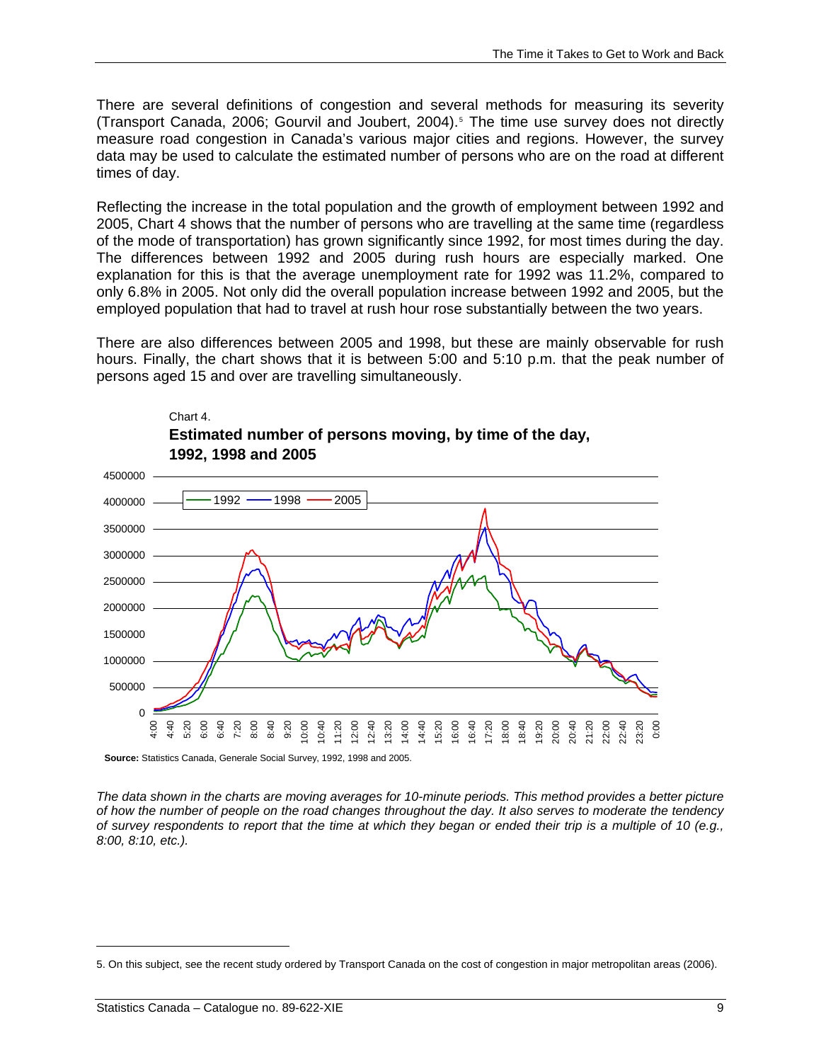There are several definitions of congestion and several methods for measuring its severity (Transport Canada, 2006; Gourvil and Joubert, 2004).[5] The time use survey does not directly measure road congestion in Canada's various major cities and regions. However, the survey data may be used to calculate the estimated number of persons who are on the road at different times of day.

Reflecting the increase in the total population and the growth of employment between 1992 and 2005, Chart 4 shows that the number of persons who are travelling at the same time (regardless of the mode of transportation) has grown significantly since 1992, for most times during the day. The differences between 1992 and 2005 during rush hours are especially marked. One explanation for this is that the average unemployment rate for 1992 was 11.2%, compared to only 6.8% in 2005. Not only did the overall population increase between 1992 and 2005, but the employed population that had to travel at rush hour rose substantially between the two years.

There are also differences between 2005 and 1998, but these are mainly observable for rush hours. Finally, the chart shows that it is between 5:00 and 5:10 p.m. that the peak number of persons aged 15 and over are travelling simultaneously.

Chart 4.

**Estimated number of persons moving, by time of the day, 1992, 1998 and 2005**

**Source:** Statistics Canada, Generale Social Survey, 1992, 1998 and 2005.

*The data shown in the charts are moving averages for 10-minute periods. This method provides a better picture of how the number of people on the road changes throughout the day. It also serves to moderate the tendency of survey respondents to report that the time at which they began or ended their trip is a multiple of 10 (e.g., 8:00, 8:10, etc.).*

5. On this subject, see the recent study ordered by Transport Canada on the cost of congestion in major metropolitan areas (2006).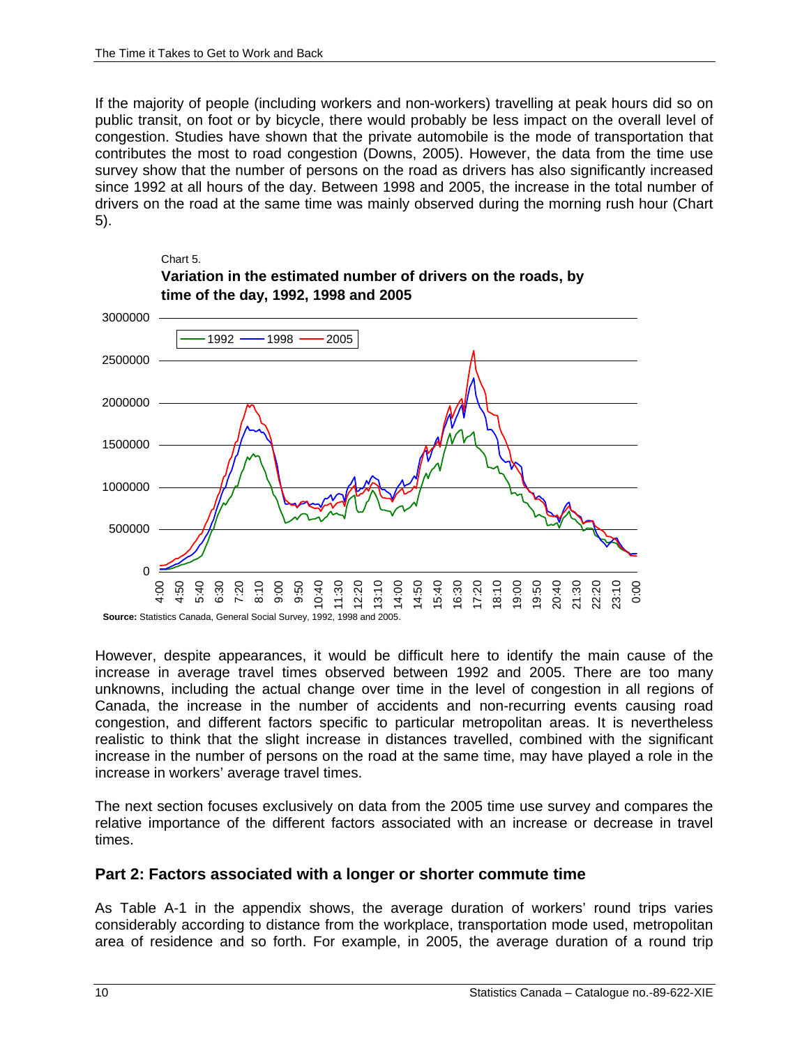If the majority of people (including workers and non-workers) travelling at peak hours did so on public transit, on foot or by bicycle, there would probably be less impact on the overall level of congestion. Studies have shown that the private automobile is the mode of transportation that contributes the most to road congestion (Downs, 2005). However, the data from the time use survey show that the number of persons on the road as drivers has also significantly increased since 1992 at all hours of the day. Between 1998 and 2005, the increase in the total number of drivers on the road at the same time was mainly observed during the morning rush hour (Chart 5).

Chart 5.

**Variation in the estimated number of drivers on the roads, by time of the day, 1992, 1998 and 2005**

**Source:** Statistics Canada, General Social Survey, 1992, 1998 and 2005.

However, despite appearances, it would be difficult here to identify the main cause of the increase in average travel times observed between 1992 and 2005. There are too many unknowns, including the actual change over time in the level of congestion in all regions of Canada, the increase in the number of accidents and non-recurring events causing road congestion, and different factors specific to particular metropolitan areas. It is nevertheless realistic to think that the slight increase in distances travelled, combined with the significant increase in the number of persons on the road at the same time, may have played a role in the increase in workers' average travel times.

The next section focuses exclusively on data from the 2005 time use survey and compares the relative importance of the different factors associated with an increase or decrease in travel times.

## Part 2: Factors associated with a longer or shorter commute time

As Table A-1 in the appendix shows, the average duration of workers' round trips varies considerably according to distance from the workplace, transportation mode used, metropolitan area of residence and so forth. For example, in 2005, the average duration of a round trip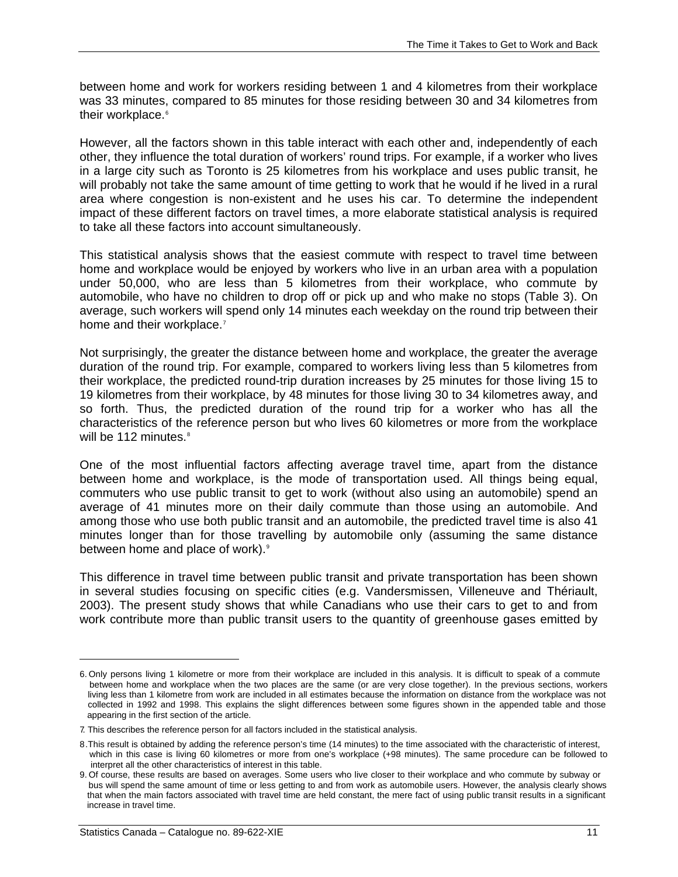between home and work for workers residing between 1 and 4 kilometres from their workplace was 33 minutes, compared to 85 minutes for those residing between 30 and 34 kilometres from their workplace.[6]

However, all the factors shown in this table interact with each other and, independently of each other, they influence the total duration of workers' round trips. For example, if a worker who lives in a large city such as Toronto is 25 kilometres from his workplace and uses public transit, he will probably not take the same amount of time getting to work that he would if he lived in a rural area where congestion is non-existent and he uses his car. To determine the independent impact of these different factors on travel times, a more elaborate statistical analysis is required to take all these factors into account simultaneously.

This statistical analysis shows that the easiest commute with respect to travel time between home and workplace would be enjoyed by workers who live in an urban area with a population under 50,000, who are less than 5 kilometres from their workplace, who commute by automobile, who have no children to drop off or pick up and who make no stops (Table 3). On average, such workers will spend only 14 minutes each weekday on the round trip between their home and their workplace.[7]

Not surprisingly, the greater the distance between home and workplace, the greater the average duration of the round trip. For example, compared to workers living less than 5 kilometres from their workplace, the predicted round-trip duration increases by 25 minutes for those living 15 to 19 kilometres from their workplace, by 48 minutes for those living 30 to 34 kilometres away, and so forth. Thus, the predicted duration of the round trip for a worker who has all the characteristics of the reference person but who lives 60 kilometres or more from the workplace will be 112 minutes.[8]

One of the most influential factors affecting average travel time, apart from the distance between home and workplace, is the mode of transportation used. All things being equal, commuters who use public transit to get to work (without also using an automobile) spend an average of 41 minutes more on their daily commute than those using an automobile. And among those who use both public transit and an automobile, the predicted travel time is also 41 minutes longer than for those travelling by automobile only (assuming the same distance between home and place of work).[9]

This difference in travel time between public transit and private transportation has been shown in several studies focusing on specific cities (e.g. Vandersmissen, Villeneuve and Thériault, 2003). The present study shows that while Canadians who use their cars to get to and from work contribute more than public transit users to the quantity of greenhouse gases emitted by

---

6. Only persons living 1 kilometre or more from their workplace are included in this analysis. It is difficult to speak of a commute between home and workplace when the two places are the same (or are very close together). In the previous sections, workers living less than 1 kilometre from work are included in all estimates because the information on distance from the workplace was not collected in 1992 and 1998. This explains the slight differences between some figures shown in the appended table and those appearing in the first section of the article.

7. This describes the reference person for all factors included in the statistical analysis.

8. This result is obtained by adding the reference person's time (14 minutes) to the time associated with the characteristic of interest, which in this case is living 60 kilometres or more from one's workplace (+98 minutes). The same procedure can be followed to interpret all the other characteristics of interest in this table.

9. Of course, these results are based on averages. Some users who live closer to their workplace and who commute by subway or bus will spend the same amount of time or less getting to and from work as automobile users. However, the analysis clearly shows that when the main factors associated with travel time are held constant, the mere fact of using public transit results in a significant increase in travel time.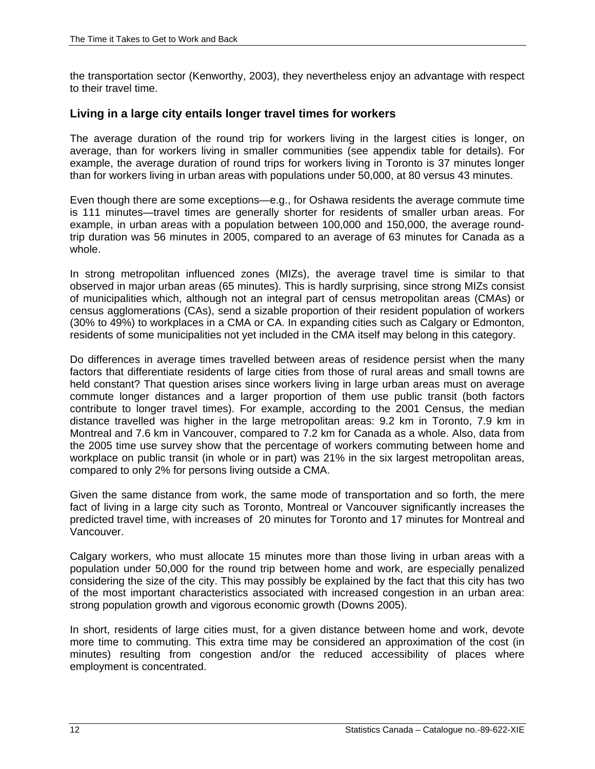the transportation sector (Kenworthy, 2003), they nevertheless enjoy an advantage with respect to their travel time.

## Living in a large city entails longer travel times for workers

The average duration of the round trip for workers living in the largest cities is longer, on average, than for workers living in smaller communities (see appendix table for details). For example, the average duration of round trips for workers living in Toronto is 37 minutes longer than for workers living in urban areas with populations under 50,000, at 80 versus 43 minutes.

Even though there are some exceptions—e.g., for Oshawa residents the average commute time is 111 minutes—travel times are generally shorter for residents of smaller urban areas. For example, in urban areas with a population between 100,000 and 150,000, the average round-trip duration was 56 minutes in 2005, compared to an average of 63 minutes for Canada as a whole.

In strong metropolitan influenced zones (MIZs), the average travel time is similar to that observed in major urban areas (65 minutes). This is hardly surprising, since strong MIZs consist of municipalities which, although not an integral part of census metropolitan areas (CMAs) or census agglomerations (CAs), send a sizable proportion of their resident population of workers (30% to 49%) to workplaces in a CMA or CA. In expanding cities such as Calgary or Edmonton, residents of some municipalities not yet included in the CMA itself may belong in this category.

Do differences in average times travelled between areas of residence persist when the many factors that differentiate residents of large cities from those of rural areas and small towns are held constant? That question arises since workers living in large urban areas must on average commute longer distances and a larger proportion of them use public transit (both factors contribute to longer travel times). For example, according to the 2001 Census, the median distance travelled was higher in the large metropolitan areas: 9.2 km in Toronto, 7.9 km in Montreal and 7.6 km in Vancouver, compared to 7.2 km for Canada as a whole. Also, data from the 2005 time use survey show that the percentage of workers commuting between home and workplace on public transit (in whole or in part) was 21% in the six largest metropolitan areas, compared to only 2% for persons living outside a CMA.

Given the same distance from work, the same mode of transportation and so forth, the mere fact of living in a large city such as Toronto, Montreal or Vancouver significantly increases the predicted travel time, with increases of 20 minutes for Toronto and 17 minutes for Montreal and Vancouver.

Calgary workers, who must allocate 15 minutes more than those living in urban areas with a population under 50,000 for the round trip between home and work, are especially penalized considering the size of the city. This may possibly be explained by the fact that this city has two of the most important characteristics associated with increased congestion in an urban area: strong population growth and vigorous economic growth (Downs 2005).

In short, residents of large cities must, for a given distance between home and work, devote more time to commuting. This extra time may be considered an approximation of the cost (in minutes) resulting from congestion and/or the reduced accessibility of places where employment is concentrated.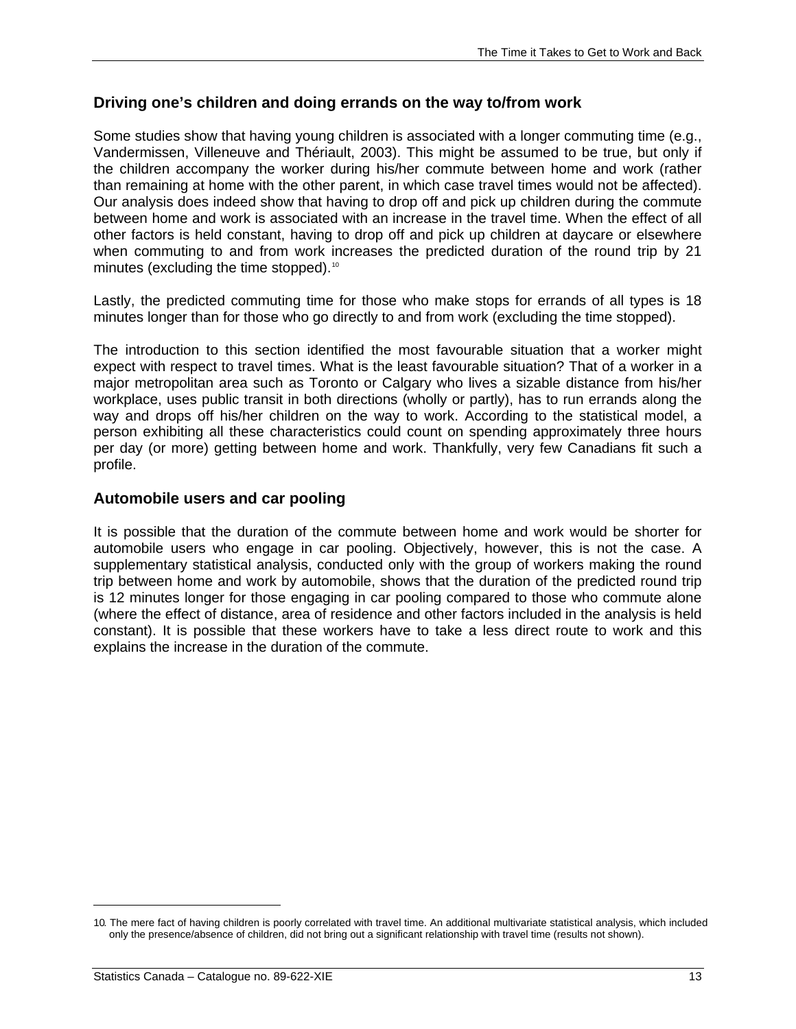## Driving one's children and doing errands on the way to/from work

Some studies show that having young children is associated with a longer commuting time (e.g., Vandermissen, Villeneuve and Thériault, 2003). This might be assumed to be true, but only if the children accompany the worker during his/her commute between home and work (rather than remaining at home with the other parent, in which case travel times would not be affected). Our analysis does indeed show that having to drop off and pick up children during the commute between home and work is associated with an increase in the travel time. When the effect of all other factors is held constant, having to drop off and pick up children at daycare or elsewhere when commuting to and from work increases the predicted duration of the round trip by 21 minutes (excluding the time stopped).[10]

Lastly, the predicted commuting time for those who make stops for errands of all types is 18 minutes longer than for those who go directly to and from work (excluding the time stopped).

The introduction to this section identified the most favourable situation that a worker might expect with respect to travel times. What is the least favourable situation? That of a worker in a major metropolitan area such as Toronto or Calgary who lives a sizable distance from his/her workplace, uses public transit in both directions (wholly or partly), has to run errands along the way and drops off his/her children on the way to work. According to the statistical model, a person exhibiting all these characteristics could count on spending approximately three hours per day (or more) getting between home and work. Thankfully, very few Canadians fit such a profile.

## Automobile users and car pooling

It is possible that the duration of the commute between home and work would be shorter for automobile users who engage in car pooling. Objectively, however, this is not the case. A supplementary statistical analysis, conducted only with the group of workers making the round trip between home and work by automobile, shows that the duration of the predicted round trip is 12 minutes longer for those engaging in car pooling compared to those who commute alone (where the effect of distance, area of residence and other factors included in the analysis is held constant). It is possible that these workers have to take a less direct route to work and this explains the increase in the duration of the commute.

---

10. The mere fact of having children is poorly correlated with travel time. An additional multivariate statistical analysis, which included only the presence/absence of children, did not bring out a significant relationship with travel time (results not shown).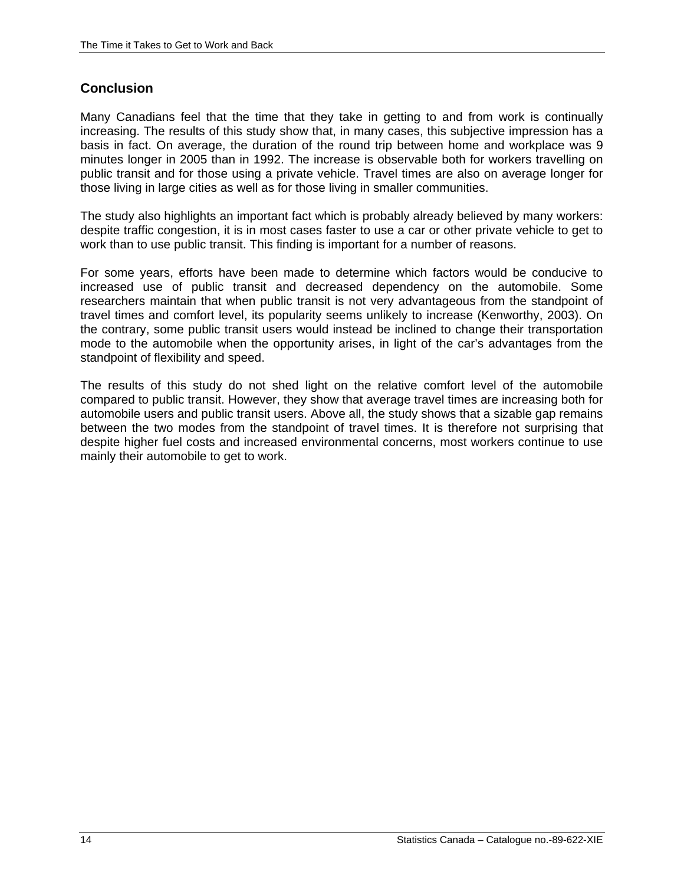## Conclusion

Many Canadians feel that the time that they take in getting to and from work is continually increasing. The results of this study show that, in many cases, this subjective impression has a basis in fact. On average, the duration of the round trip between home and workplace was 9 minutes longer in 2005 than in 1992. The increase is observable both for workers travelling on public transit and for those using a private vehicle. Travel times are also on average longer for those living in large cities as well as for those living in smaller communities.

The study also highlights an important fact which is probably already believed by many workers: despite traffic congestion, it is in most cases faster to use a car or other private vehicle to get to work than to use public transit. This finding is important for a number of reasons.

For some years, efforts have been made to determine which factors would be conducive to increased use of public transit and decreased dependency on the automobile. Some researchers maintain that when public transit is not very advantageous from the standpoint of travel times and comfort level, its popularity seems unlikely to increase (Kenworthy, 2003). On the contrary, some public transit users would instead be inclined to change their transportation mode to the automobile when the opportunity arises, in light of the car's advantages from the standpoint of flexibility and speed.

The results of this study do not shed light on the relative comfort level of the automobile compared to public transit. However, they show that average travel times are increasing both for automobile users and public transit users. Above all, the study shows that a sizable gap remains between the two modes from the standpoint of travel times. It is therefore not surprising that despite higher fuel costs and increased environmental concerns, most workers continue to use mainly their automobile to get to work.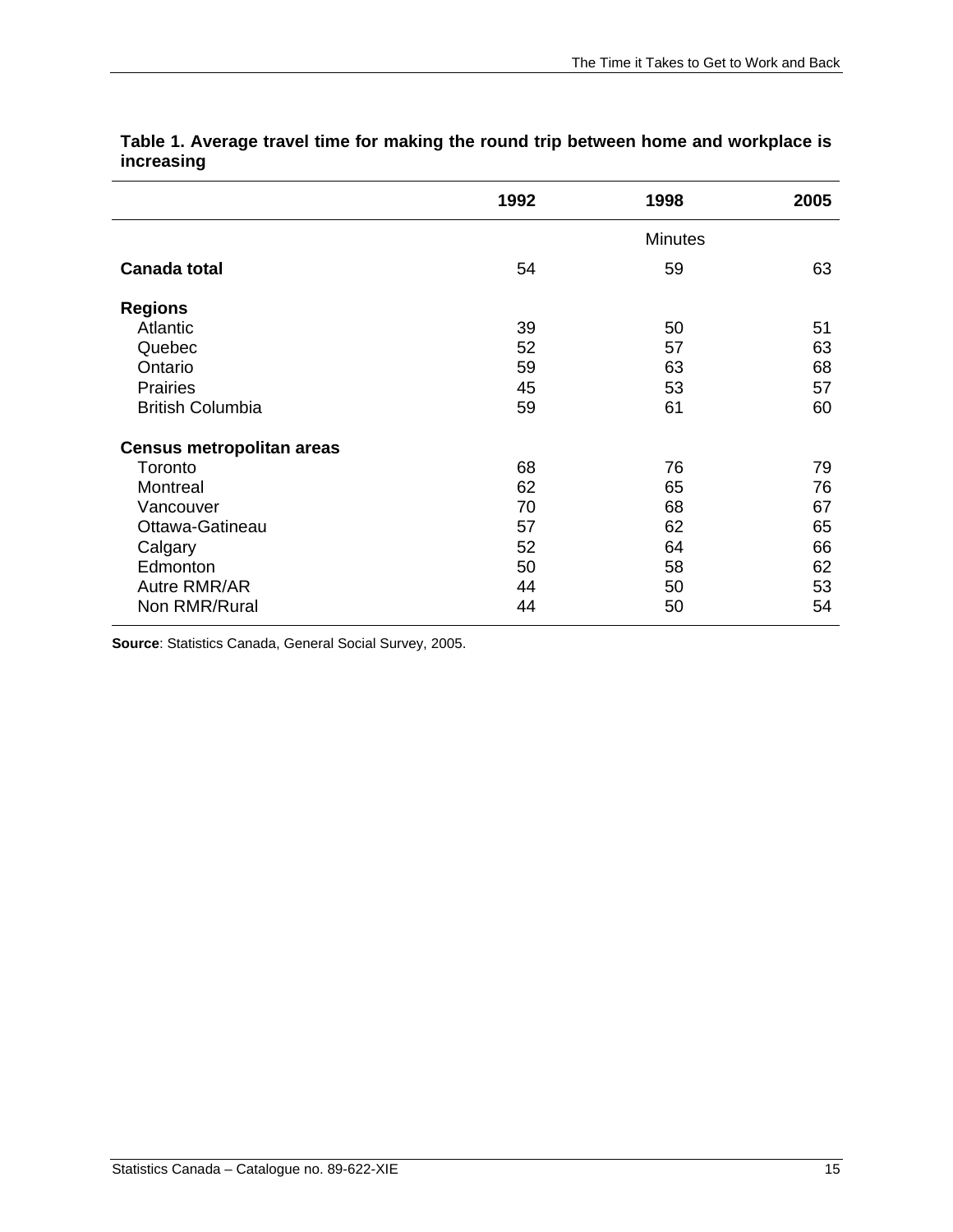**Table 1. Average travel time for making the round trip between home and workplace is increasing**

| | 1992 | 1998 | 2005 |
|---|---|---|---|
| | | Minutes | |
| **Canada total** | 54 | 59 | 63 |
| **Regions** | | | |
| Atlantic | 39 | 50 | 51 |
| Quebec | 52 | 57 | 63 |
| Ontario | 59 | 63 | 68 |
| Prairies | 45 | 53 | 57 |
| British Columbia | 59 | 61 | 60 |
| **Census metropolitan areas** | | | |
| Toronto | 68 | 76 | 79 |
| Montreal | 62 | 65 | 76 |
| Vancouver | 70 | 68 | 67 |
| Ottawa-Gatineau | 57 | 62 | 65 |
| Calgary | 52 | 64 | 66 |
| Edmonton | 50 | 58 | 62 |
| Autre RMR/AR | 44 | 50 | 53 |
| Non RMR/Rural | 44 | 50 | 54 |

**Source**: Statistics Canada, General Social Survey, 2005.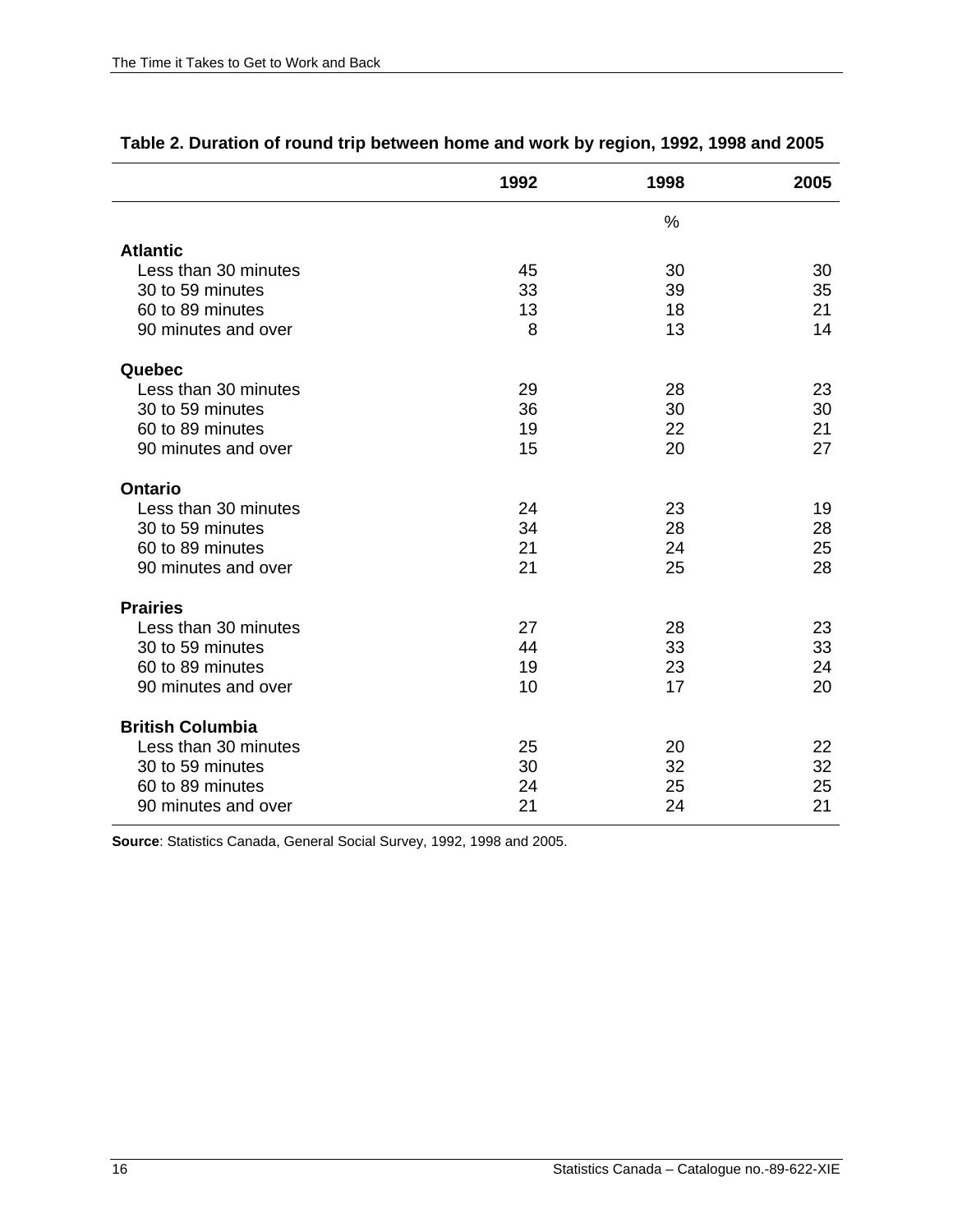**Table 2. Duration of round trip between home and work by region, 1992, 1998 and 2005**

| | 1992 | 1998 | 2005 |
|---|---|---|---|
| | | % | |
| **Atlantic** | | | |
| Less than 30 minutes | 45 | 30 | 30 |
| 30 to 59 minutes | 33 | 39 | 35 |
| 60 to 89 minutes | 13 | 18 | 21 |
| 90 minutes and over | 8 | 13 | 14 |
| **Quebec** | | | |
| Less than 30 minutes | 29 | 28 | 23 |
| 30 to 59 minutes | 36 | 30 | 30 |
| 60 to 89 minutes | 19 | 22 | 21 |
| 90 minutes and over | 15 | 20 | 27 |
| **Ontario** | | | |
| Less than 30 minutes | 24 | 23 | 19 |
| 30 to 59 minutes | 34 | 28 | 28 |
| 60 to 89 minutes | 21 | 24 | 25 |
| 90 minutes and over | 21 | 25 | 28 |
| **Prairies** | | | |
| Less than 30 minutes | 27 | 28 | 23 |
| 30 to 59 minutes | 44 | 33 | 33 |
| 60 to 89 minutes | 19 | 23 | 24 |
| 90 minutes and over | 10 | 17 | 20 |
| **British Columbia** | | | |
| Less than 30 minutes | 25 | 20 | 22 |
| 30 to 59 minutes | 30 | 32 | 32 |
| 60 to 89 minutes | 24 | 25 | 25 |
| 90 minutes and over | 21 | 24 | 21 |

**Source**: Statistics Canada, General Social Survey, 1992, 1998 and 2005.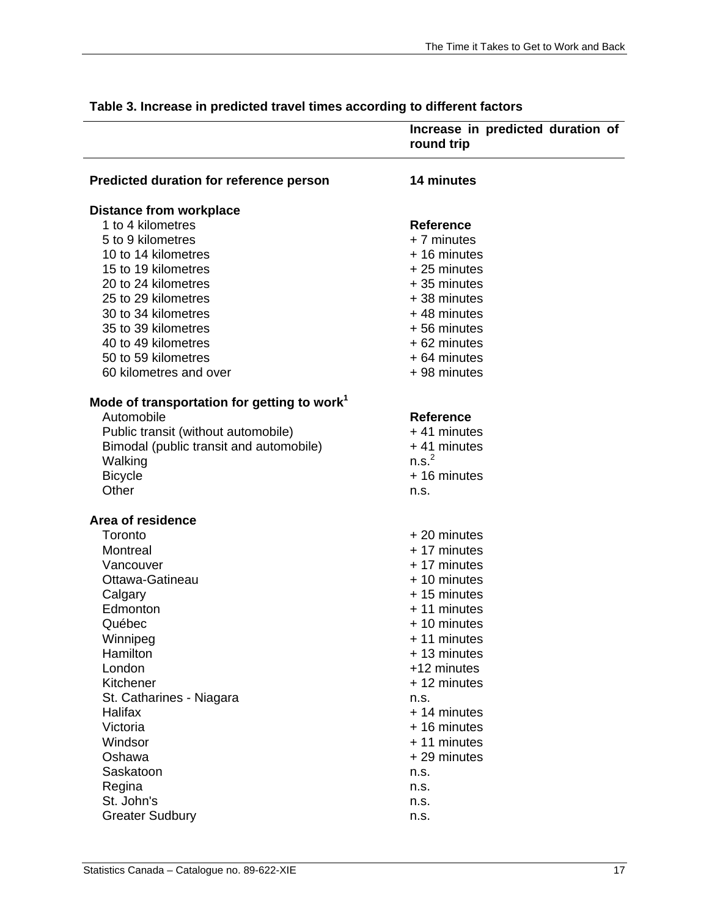**Table 3. Increase in predicted travel times according to different factors**

| | Increase in predicted duration of round trip |
|---|---|
| **Predicted duration for reference person** | **14 minutes** |
| **Distance from workplace** | |
| 1 to 4 kilometres | **Reference** |
| 5 to 9 kilometres | + 7 minutes |
| 10 to 14 kilometres | + 16 minutes |
| 15 to 19 kilometres | + 25 minutes |
| 20 to 24 kilometres | + 35 minutes |
| 25 to 29 kilometres | + 38 minutes |
| 30 to 34 kilometres | + 48 minutes |
| 35 to 39 kilometres | + 56 minutes |
| 40 to 49 kilometres | + 62 minutes |
| 50 to 59 kilometres | + 64 minutes |
| 60 kilometres and over | + 98 minutes |
| **Mode of transportation for getting to work[1]** | |
| Automobile | **Reference** |
| Public transit (without automobile) | + 41 minutes |
| Bimodal (public transit and automobile) | + 41 minutes |
| Walking | n.s.[2] |
| Bicycle | + 16 minutes |
| Other | n.s. |
| **Area of residence** | |
| Toronto | + 20 minutes |
| Montreal | + 17 minutes |
| Vancouver | + 17 minutes |
| Ottawa-Gatineau | + 10 minutes |
| Calgary | + 15 minutes |
| Edmonton | + 11 minutes |
| Québec | + 10 minutes |
| Winnipeg | + 11 minutes |
| Hamilton | + 13 minutes |
| London | +12 minutes |
| Kitchener | + 12 minutes |
| St. Catharines - Niagara | n.s. |
| Halifax | + 14 minutes |
| Victoria | + 16 minutes |
| Windsor | + 11 minutes |
| Oshawa | + 29 minutes |
| Saskatoon | n.s. |
| Regina | n.s. |
| St. John's | n.s. |
| Greater Sudbury | n.s. |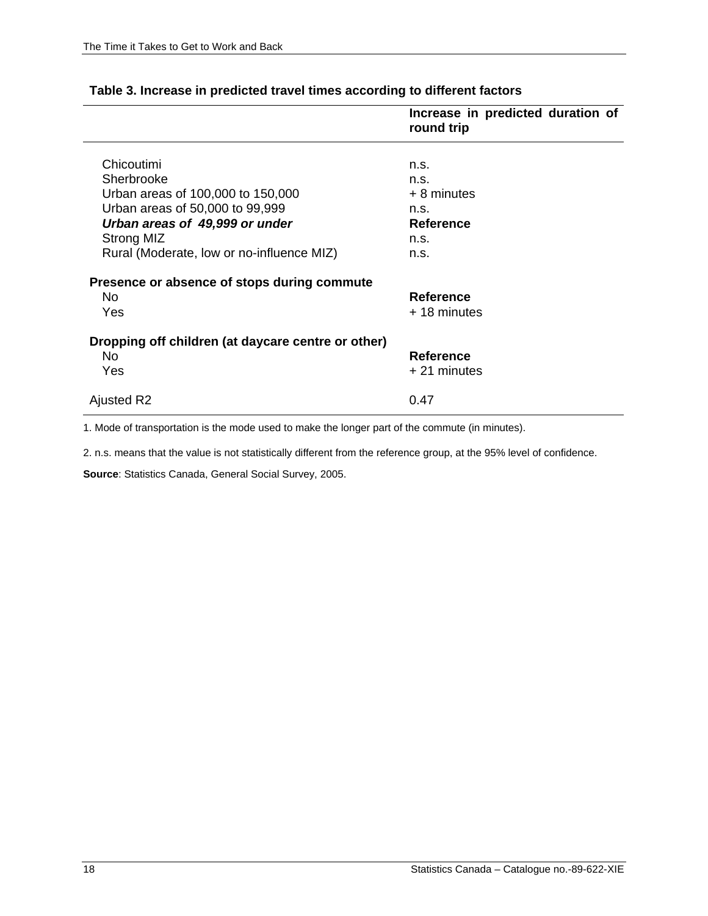**Table 3. Increase in predicted travel times according to different factors**

| | Increase in predicted duration of round trip |
|---|---|
| Chicoutimi | n.s. |
| Sherbrooke | n.s. |
| Urban areas of 100,000 to 150,000 | + 8 minutes |
| Urban areas of 50,000 to 99,999 | n.s. |
| ***Urban areas of 49,999 or under*** | **Reference** |
| Strong MIZ | n.s. |
| Rural (Moderate, low or no-influence MIZ) | n.s. |
| **Presence or absence of stops during commute** | |
| No | **Reference** |
| Yes | + 18 minutes |
| **Dropping off children (at daycare centre or other)** | |
| No | **Reference** |
| Yes | + 21 minutes |
| Ajusted R2 | 0.47 |

1. Mode of transportation is the mode used to make the longer part of the commute (in minutes).

2. n.s. means that the value is not statistically different from the reference group, at the 95% level of confidence.

**Source**: Statistics Canada, General Social Survey, 2005.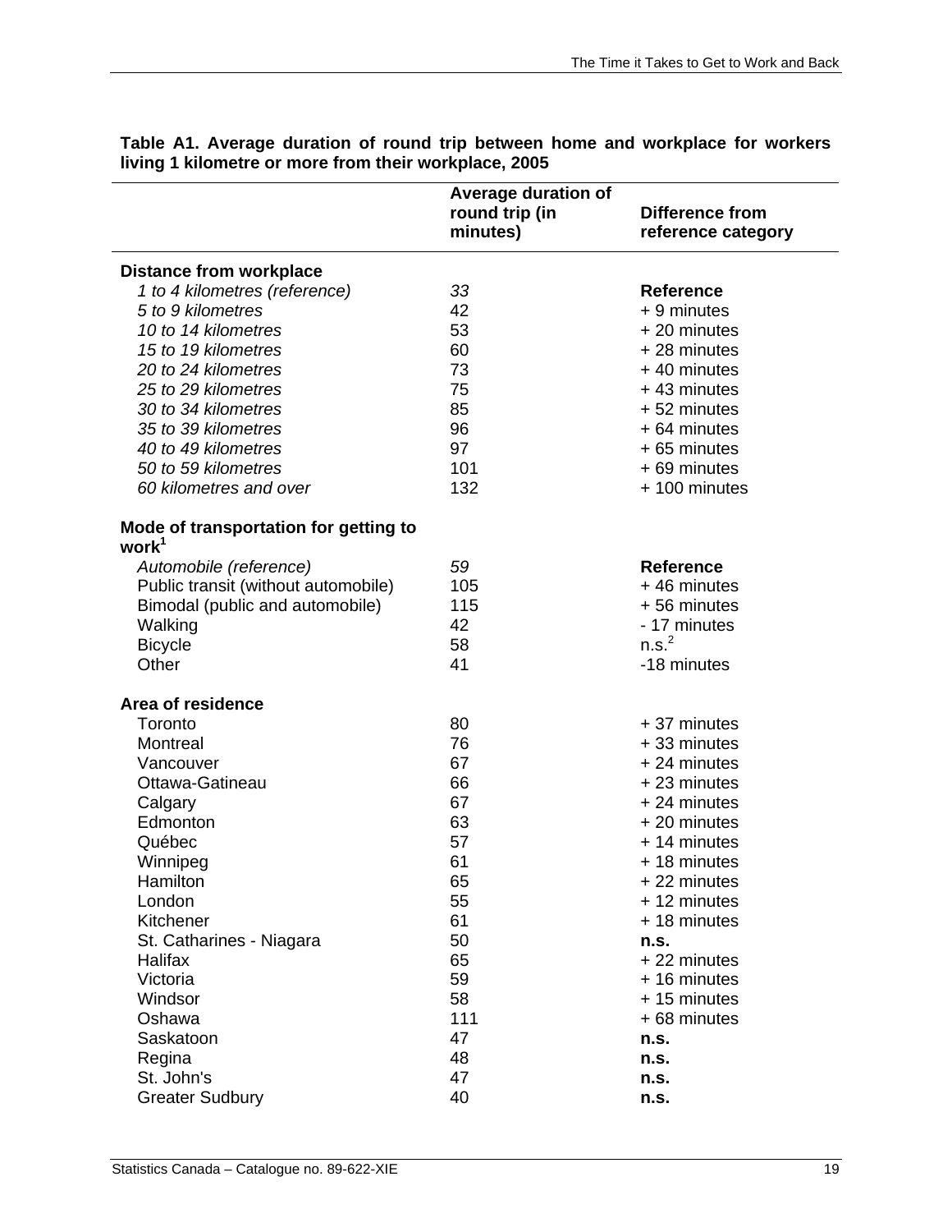**Table A1. Average duration of round trip between home and workplace for workers living 1 kilometre or more from their workplace, 2005**

| | Average duration of round trip (in minutes) | Difference from reference category |
|---|---|---|
| **Distance from workplace** | | |
| *1 to 4 kilometres (reference)* | *33* | **Reference** |
| *5 to 9 kilometres* | 42 | + 9 minutes |
| *10 to 14 kilometres* | 53 | + 20 minutes |
| *15 to 19 kilometres* | 60 | + 28 minutes |
| *20 to 24 kilometres* | 73 | + 40 minutes |
| *25 to 29 kilometres* | 75 | + 43 minutes |
| *30 to 34 kilometres* | 85 | + 52 minutes |
| *35 to 39 kilometres* | 96 | + 64 minutes |
| *40 to 49 kilometres* | 97 | + 65 minutes |
| *50 to 59 kilometres* | 101 | + 69 minutes |
| *60 kilometres and over* | 132 | + 100 minutes |
| **Mode of transportation for getting to work**[1] | | |
| *Automobile (reference)* | *59* | **Reference** |
| Public transit (without automobile) | 105 | + 46 minutes |
| Bimodal (public and automobile) | 115 | + 56 minutes |
| Walking | 42 | - 17 minutes |
| Bicycle | 58 | n.s.[2] |
| Other | 41 | -18 minutes |
| **Area of residence** | | |
| Toronto | 80 | + 37 minutes |
| Montreal | 76 | + 33 minutes |
| Vancouver | 67 | + 24 minutes |
| Ottawa-Gatineau | 66 | + 23 minutes |
| Calgary | 67 | + 24 minutes |
| Edmonton | 63 | + 20 minutes |
| Québec | 57 | + 14 minutes |
| Winnipeg | 61 | + 18 minutes |
| Hamilton | 65 | + 22 minutes |
| London | 55 | + 12 minutes |
| Kitchener | 61 | + 18 minutes |
| St. Catharines - Niagara | 50 | **n.s.** |
| Halifax | 65 | + 22 minutes |
| Victoria | 59 | + 16 minutes |
| Windsor | 58 | + 15 minutes |
| Oshawa | 111 | + 68 minutes |
| Saskatoon | 47 | **n.s.** |
| Regina | 48 | **n.s.** |
| St. John's | 47 | **n.s.** |
| Greater Sudbury | 40 | **n.s.** |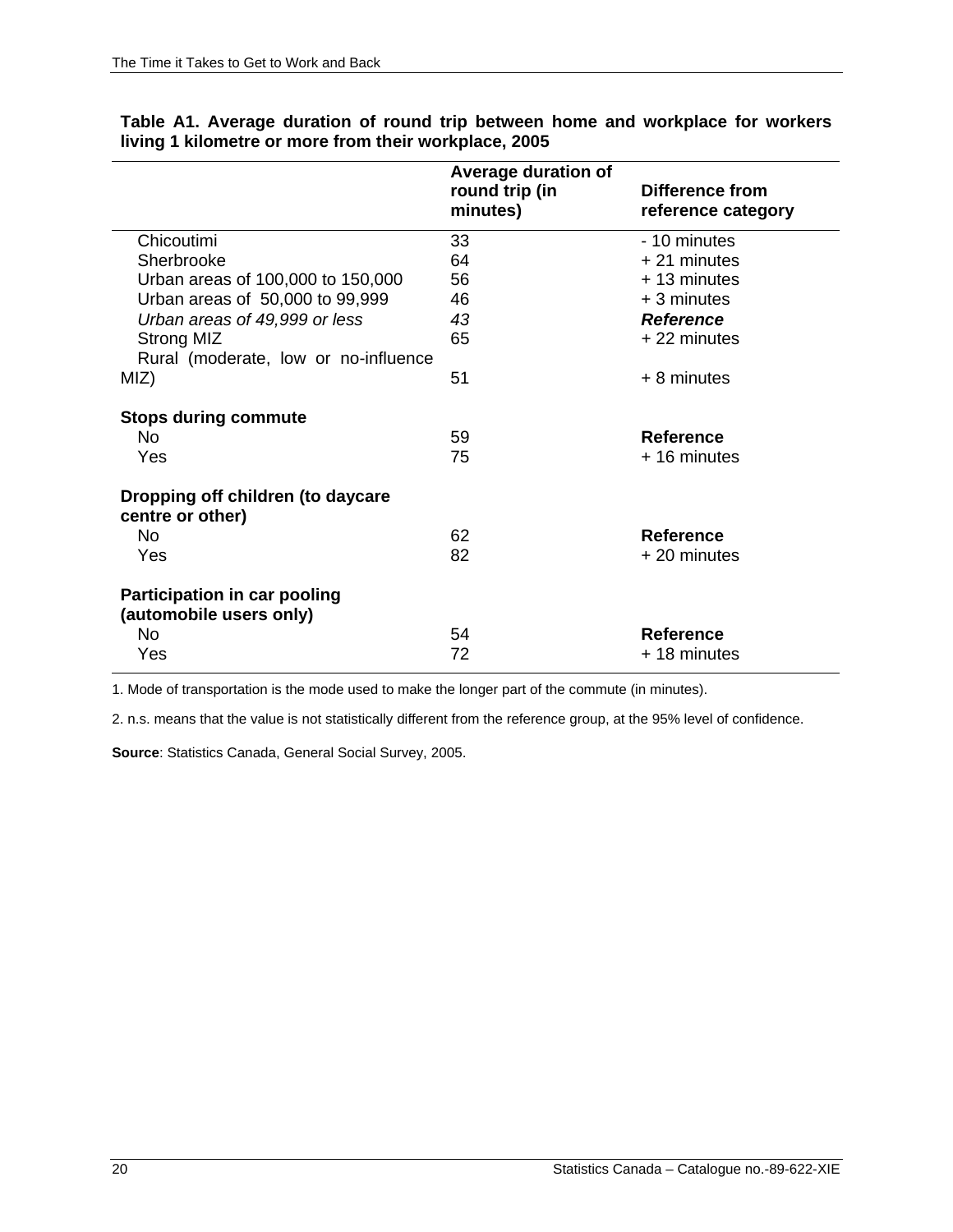**Table A1. Average duration of round trip between home and workplace for workers living 1 kilometre or more from their workplace, 2005**

| | Average duration of round trip (in minutes) | Difference from reference category |
|---|---|---|
| Chicoutimi | 33 | - 10 minutes |
| Sherbrooke | 64 | + 21 minutes |
| Urban areas of 100,000 to 150,000 | 56 | + 13 minutes |
| Urban areas of 50,000 to 99,999 | 46 | + 3 minutes |
| *Urban areas of 49,999 or less* | *43* | ***Reference*** |
| Strong MIZ | 65 | + 22 minutes |
| Rural (moderate, low or no-influence MIZ) | 51 | + 8 minutes |
| **Stops during commute** | | |
| No | 59 | **Reference** |
| Yes | 75 | + 16 minutes |
| **Dropping off children (to daycare centre or other)** | | |
| No | 62 | **Reference** |
| Yes | 82 | + 20 minutes |
| **Participation in car pooling (automobile users only)** | | |
| No | 54 | **Reference** |
| Yes | 72 | + 18 minutes |

1. Mode of transportation is the mode used to make the longer part of the commute (in minutes).

2. n.s. means that the value is not statistically different from the reference group, at the 95% level of confidence.

**Source**: Statistics Canada, General Social Survey, 2005.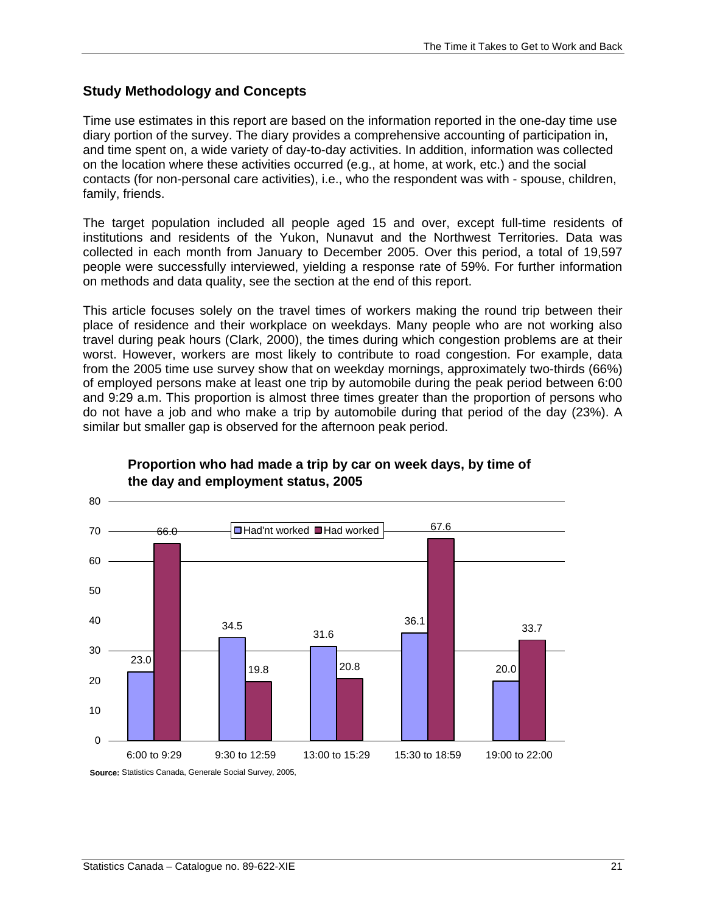## Study Methodology and Concepts

Time use estimates in this report are based on the information reported in the one-day time use diary portion of the survey. The diary provides a comprehensive accounting of participation in, and time spent on, a wide variety of day-to-day activities. In addition, information was collected on the location where these activities occurred (e.g., at home, at work, etc.) and the social contacts (for non-personal care activities), i.e., who the respondent was with - spouse, children, family, friends.

The target population included all people aged 15 and over, except full-time residents of institutions and residents of the Yukon, Nunavut and the Northwest Territories. Data was collected in each month from January to December 2005. Over this period, a total of 19,597 people were successfully interviewed, yielding a response rate of 59%. For further information on methods and data quality, see the section at the end of this report.

This article focuses solely on the travel times of workers making the round trip between their place of residence and their workplace on weekdays. Many people who are not working also travel during peak hours (Clark, 2000), the times during which congestion problems are at their worst. However, workers are most likely to contribute to road congestion. For example, data from the 2005 time use survey show that on weekday mornings, approximately two-thirds (66%) of employed persons make at least one trip by automobile during the peak period between 6:00 and 9:29 a.m. This proportion is almost three times greater than the proportion of persons who do not have a job and who make a trip by automobile during that period of the day (23%). A similar but smaller gap is observed for the afternoon peak period.

**Proportion who had made a trip by car on week days, by time of the day and employment status, 2005**

| Time of day | Had'nt worked | Had worked |
|---|---|---|
| 6:00 to 9:29 | 23.0 | 66.0 |
| 9:30 to 12:59 | 34.5 | 19.8 |
| 13:00 to 15:29 | 31.6 | 20.8 |
| 15:30 to 18:59 | 36.1 | 67.6 |
| 19:00 to 22:00 | 20.0 | 33.7 |

**Source:** Statistics Canada, Generale Social Survey, 2005,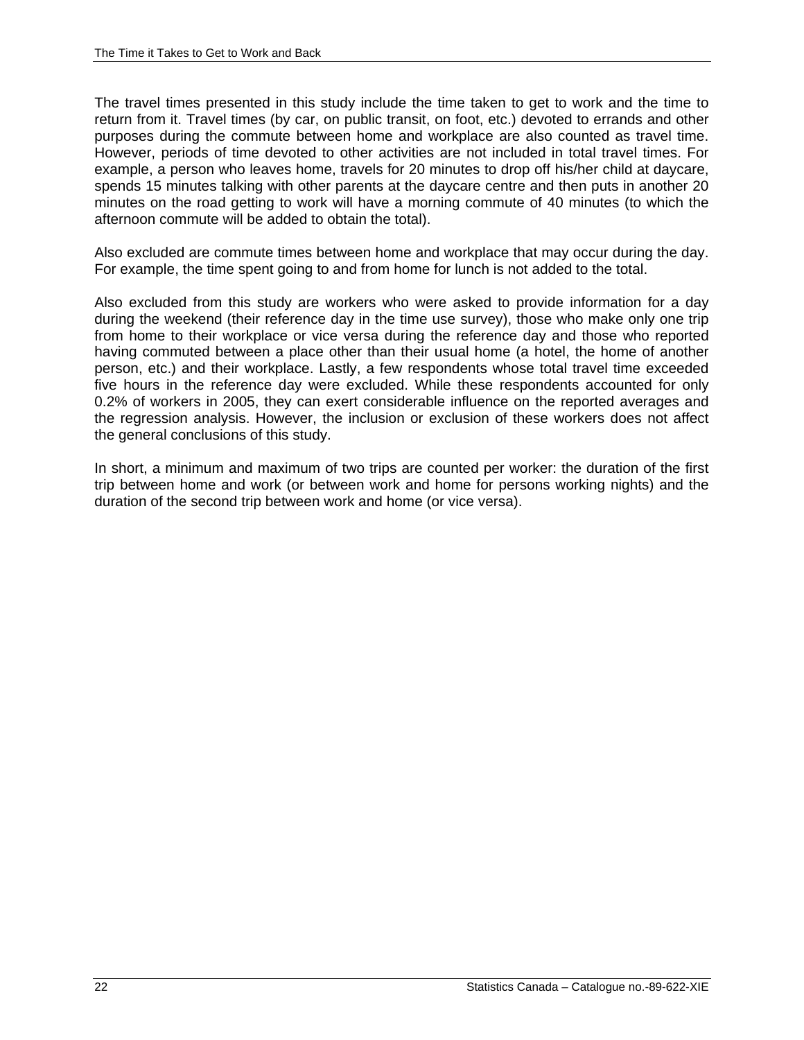The travel times presented in this study include the time taken to get to work and the time to return from it. Travel times (by car, on public transit, on foot, etc.) devoted to errands and other purposes during the commute between home and workplace are also counted as travel time. However, periods of time devoted to other activities are not included in total travel times. For example, a person who leaves home, travels for 20 minutes to drop off his/her child at daycare, spends 15 minutes talking with other parents at the daycare centre and then puts in another 20 minutes on the road getting to work will have a morning commute of 40 minutes (to which the afternoon commute will be added to obtain the total).

Also excluded are commute times between home and workplace that may occur during the day. For example, the time spent going to and from home for lunch is not added to the total.

Also excluded from this study are workers who were asked to provide information for a day during the weekend (their reference day in the time use survey), those who make only one trip from home to their workplace or vice versa during the reference day and those who reported having commuted between a place other than their usual home (a hotel, the home of another person, etc.) and their workplace. Lastly, a few respondents whose total travel time exceeded five hours in the reference day were excluded. While these respondents accounted for only 0.2% of workers in 2005, they can exert considerable influence on the reported averages and the regression analysis. However, the inclusion or exclusion of these workers does not affect the general conclusions of this study.

In short, a minimum and maximum of two trips are counted per worker: the duration of the first trip between home and work (or between work and home for persons working nights) and the duration of the second trip between work and home (or vice versa).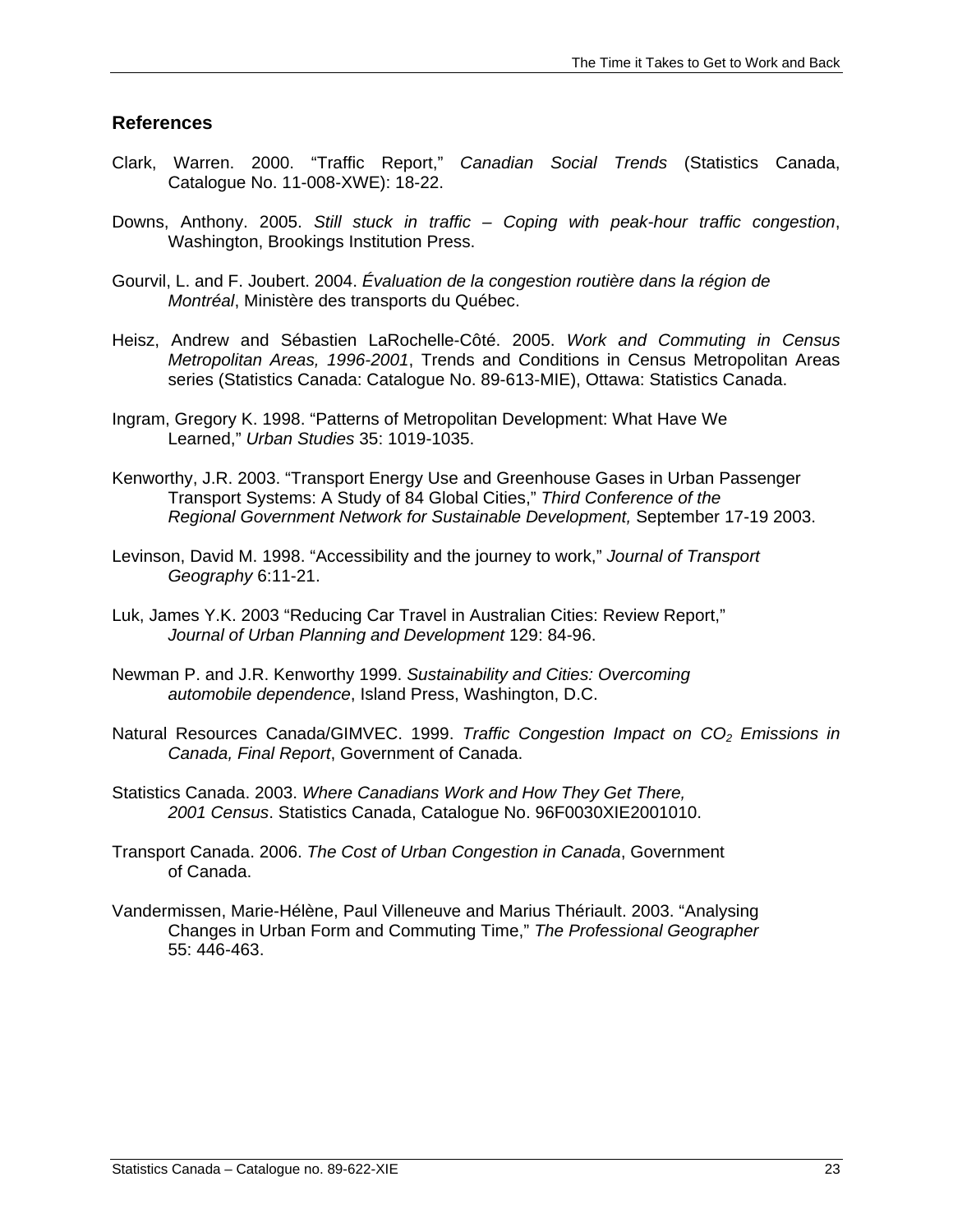## References

Clark, Warren. 2000. “Traffic Report,” *Canadian Social Trends* (Statistics Canada, Catalogue No. 11-008-XWE): 18-22.

Downs, Anthony. 2005. *Still stuck in traffic – Coping with peak-hour traffic congestion*, Washington, Brookings Institution Press.

Gourvil, L. and F. Joubert. 2004. *Évaluation de la congestion routière dans la région de Montréal*, Ministère des transports du Québec.

Heisz, Andrew and Sébastien LaRochelle-Côté. 2005. *Work and Commuting in Census Metropolitan Areas, 1996-2001*, Trends and Conditions in Census Metropolitan Areas series (Statistics Canada: Catalogue No. 89-613-MIE), Ottawa: Statistics Canada.

Ingram, Gregory K. 1998. “Patterns of Metropolitan Development: What Have We Learned,” *Urban Studies* 35: 1019-1035.

Kenworthy, J.R. 2003. “Transport Energy Use and Greenhouse Gases in Urban Passenger Transport Systems: A Study of 84 Global Cities,” *Third Conference of the Regional Government Network for Sustainable Development,* September 17-19 2003.

Levinson, David M. 1998. “Accessibility and the journey to work,” *Journal of Transport Geography* 6:11-21.

Luk, James Y.K. 2003 “Reducing Car Travel in Australian Cities: Review Report,” *Journal of Urban Planning and Development* 129: 84-96.

Newman P. and J.R. Kenworthy 1999. *Sustainability and Cities: Overcoming automobile dependence*, Island Press, Washington, D.C.

Natural Resources Canada/GIMVEC. 1999. *Traffic Congestion Impact on $CO_2$ Emissions in Canada, Final Report*, Government of Canada.

Statistics Canada. 2003. *Where Canadians Work and How They Get There, 2001 Census*. Statistics Canada, Catalogue No. 96F0030XIE2001010.

Transport Canada. 2006. *The Cost of Urban Congestion in Canada*, Government of Canada.

Vandermissen, Marie-Hélène, Paul Villeneuve and Marius Thériault. 2003. “Analysing Changes in Urban Form and Commuting Time,” *The Professional Geographer* 55: 446-463.